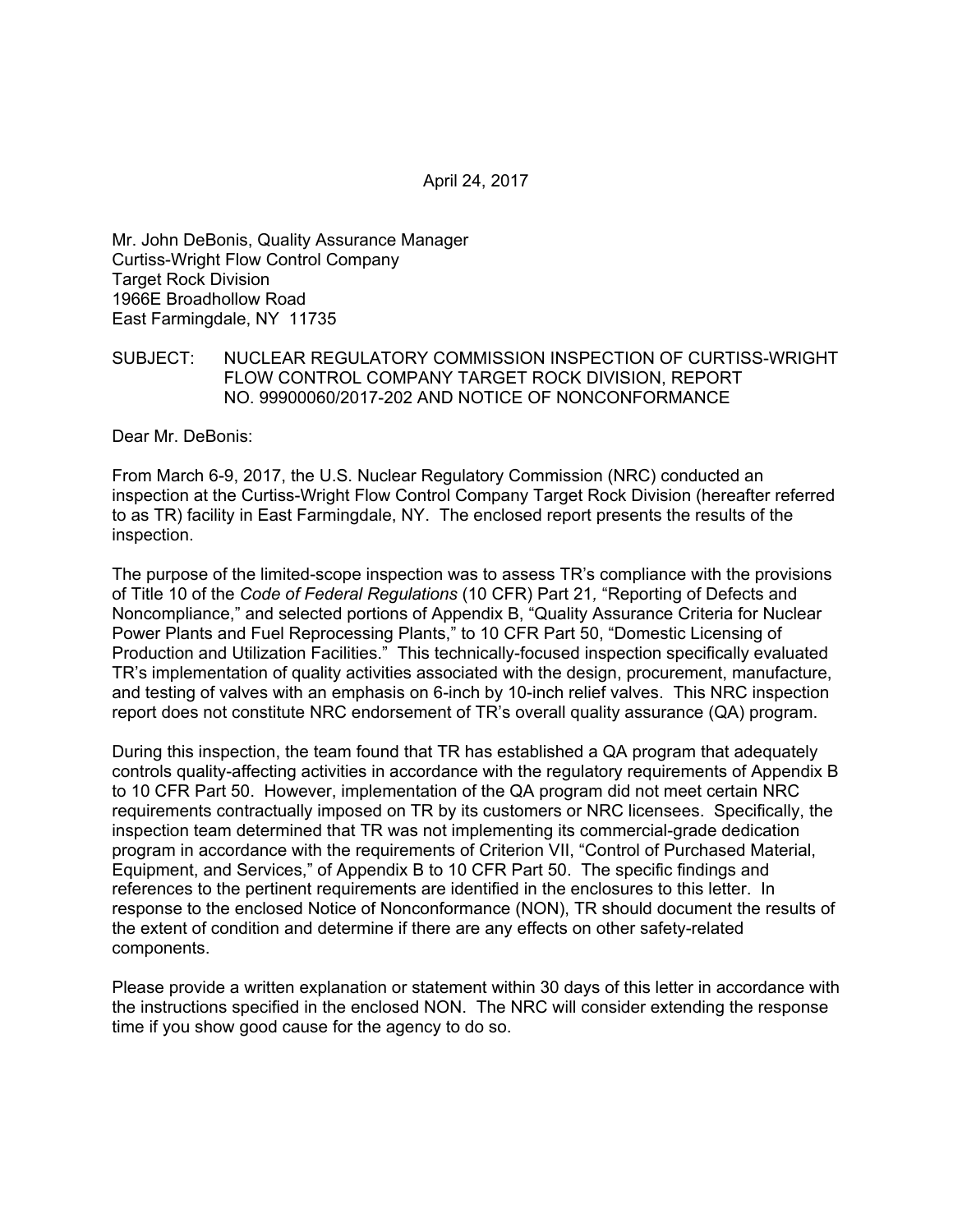April 24, 2017

Mr. John DeBonis, Quality Assurance Manager
Curtiss-Wright Flow Control Company
Target Rock Division
1966E Broadhollow Road
East Farmingdale, NY 11735

SUBJECT: NUCLEAR REGULATORY COMMISSION INSPECTION OF CURTISS-WRIGHT FLOW CONTROL COMPANY TARGET ROCK DIVISION, REPORT NO. 99900060/2017-202 AND NOTICE OF NONCONFORMANCE

Dear Mr. DeBonis:

From March 6-9, 2017, the U.S. Nuclear Regulatory Commission (NRC) conducted an inspection at the Curtiss-Wright Flow Control Company Target Rock Division (hereafter referred to as TR) facility in East Farmingdale, NY. The enclosed report presents the results of the inspection.

The purpose of the limited-scope inspection was to assess TR's compliance with the provisions of Title 10 of the *Code of Federal Regulations* (10 CFR) Part 21, "Reporting of Defects and Noncompliance," and selected portions of Appendix B, "Quality Assurance Criteria for Nuclear Power Plants and Fuel Reprocessing Plants," to 10 CFR Part 50, "Domestic Licensing of Production and Utilization Facilities." This technically-focused inspection specifically evaluated TR's implementation of quality activities associated with the design, procurement, manufacture, and testing of valves with an emphasis on 6-inch by 10-inch relief valves. This NRC inspection report does not constitute NRC endorsement of TR's overall quality assurance (QA) program.

During this inspection, the team found that TR has established a QA program that adequately controls quality-affecting activities in accordance with the regulatory requirements of Appendix B to 10 CFR Part 50. However, implementation of the QA program did not meet certain NRC requirements contractually imposed on TR by its customers or NRC licensees. Specifically, the inspection team determined that TR was not implementing its commercial-grade dedication program in accordance with the requirements of Criterion VII, "Control of Purchased Material, Equipment, and Services," of Appendix B to 10 CFR Part 50. The specific findings and references to the pertinent requirements are identified in the enclosures to this letter. In response to the enclosed Notice of Nonconformance (NON), TR should document the results of the extent of condition and determine if there are any effects on other safety-related components.

Please provide a written explanation or statement within 30 days of this letter in accordance with the instructions specified in the enclosed NON. The NRC will consider extending the response time if you show good cause for the agency to do so.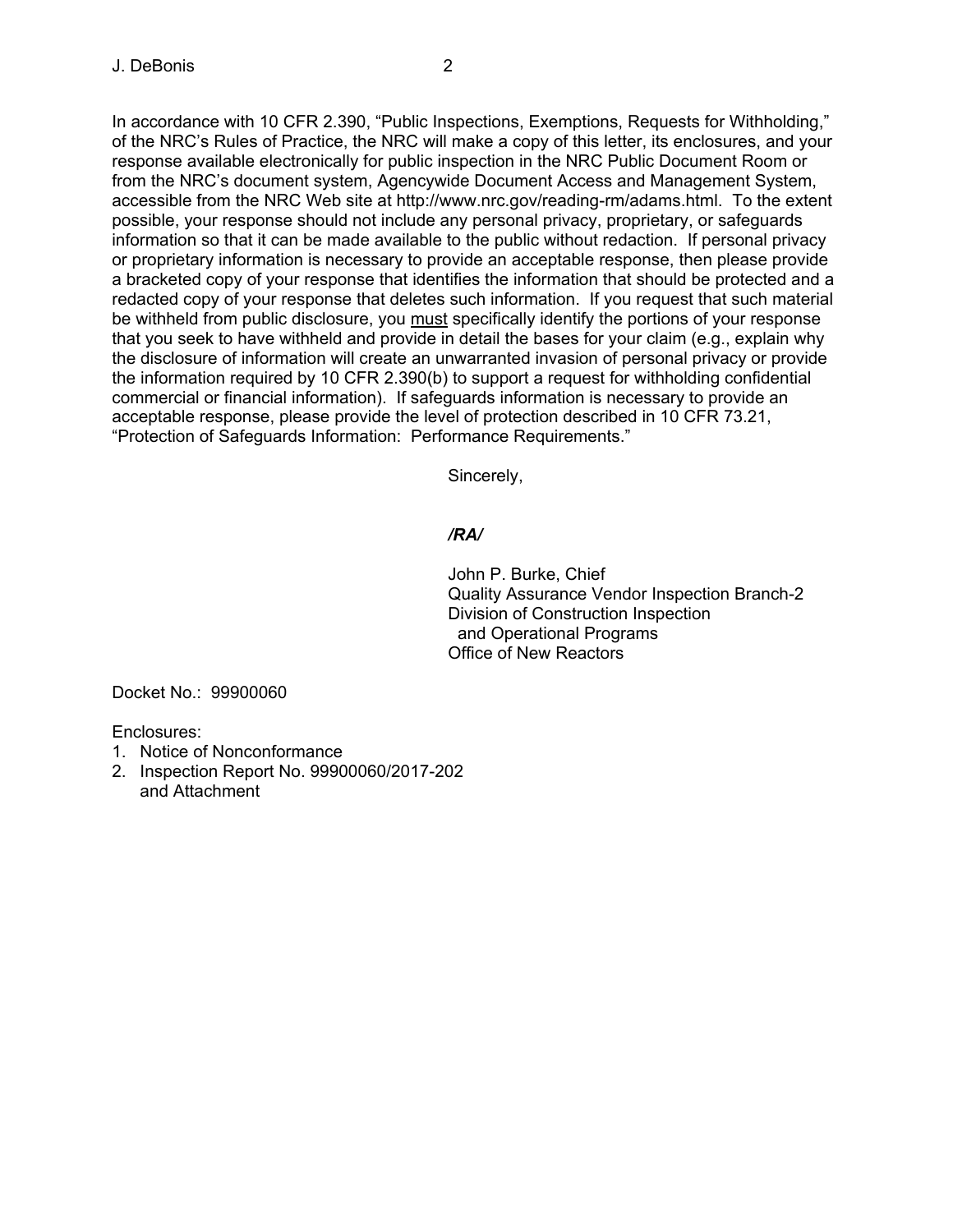In accordance with 10 CFR 2.390, "Public Inspections, Exemptions, Requests for Withholding," of the NRC's Rules of Practice, the NRC will make a copy of this letter, its enclosures, and your response available electronically for public inspection in the NRC Public Document Room or from the NRC's document system, Agencywide Document Access and Management System, accessible from the NRC Web site at http://www.nrc.gov/reading-rm/adams.html. To the extent possible, your response should not include any personal privacy, proprietary, or safeguards information so that it can be made available to the public without redaction. If personal privacy or proprietary information is necessary to provide an acceptable response, then please provide a bracketed copy of your response that identifies the information that should be protected and a redacted copy of your response that deletes such information. If you request that such material be withheld from public disclosure, you <u>must</u> specifically identify the portions of your response that you seek to have withheld and provide in detail the bases for your claim (e.g., explain why the disclosure of information will create an unwarranted invasion of personal privacy or provide the information required by 10 CFR 2.390(b) to support a request for withholding confidential commercial or financial information). If safeguards information is necessary to provide an acceptable response, please provide the level of protection described in 10 CFR 73.21, "Protection of Safeguards Information: Performance Requirements."

Sincerely,

***/RA/***

John P. Burke, Chief
Quality Assurance Vendor Inspection Branch-2
Division of Construction Inspection
and Operational Programs
Office of New Reactors

Docket No.: 99900060

Enclosures:
1. Notice of Nonconformance
2. Inspection Report No. 99900060/2017-202
   and Attachment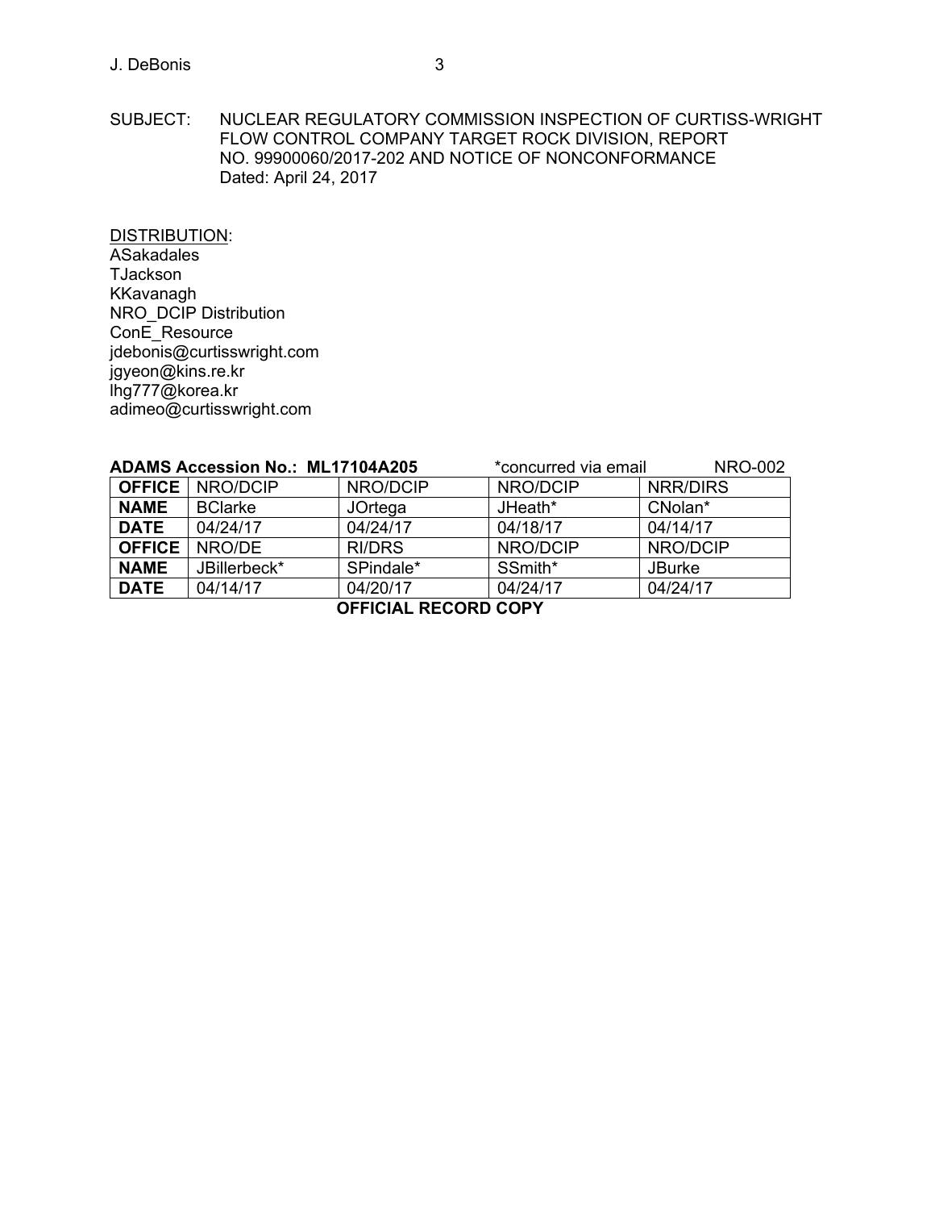SUBJECT: NUCLEAR REGULATORY COMMISSION INSPECTION OF CURTISS-WRIGHT FLOW CONTROL COMPANY TARGET ROCK DIVISION, REPORT NO. 99900060/2017-202 AND NOTICE OF NONCONFORMANCE
Dated: April 24, 2017

DISTRIBUTION:
ASakadales
TJackson
KKavanagh
NRO_DCIP Distribution
ConE_Resource
jdebonis@curtisswright.com
jgyeon@kins.re.kr
lhg777@korea.kr
adimeo@curtisswright.com

**ADAMS Accession No.: ML17104A205** *concurred via email NRO-002

| **OFFICE** | NRO/DCIP | NRO/DCIP | NRO/DCIP | NRR/DIRS |
|---|---|---|---|---|
| **NAME** | BClarke | JOrtega | JHeath* | CNolan* |
| **DATE** | 04/24/17 | 04/24/17 | 04/18/17 | 04/14/17 |
| **OFFICE** | NRO/DE | RI/DRS | NRO/DCIP | NRO/DCIP |
| **NAME** | JBillerbeck* | SPindale* | SSmith* | JBurke |
| **DATE** | 04/14/17 | 04/20/17 | 04/24/17 | 04/24/17 |

**OFFICIAL RECORD COPY**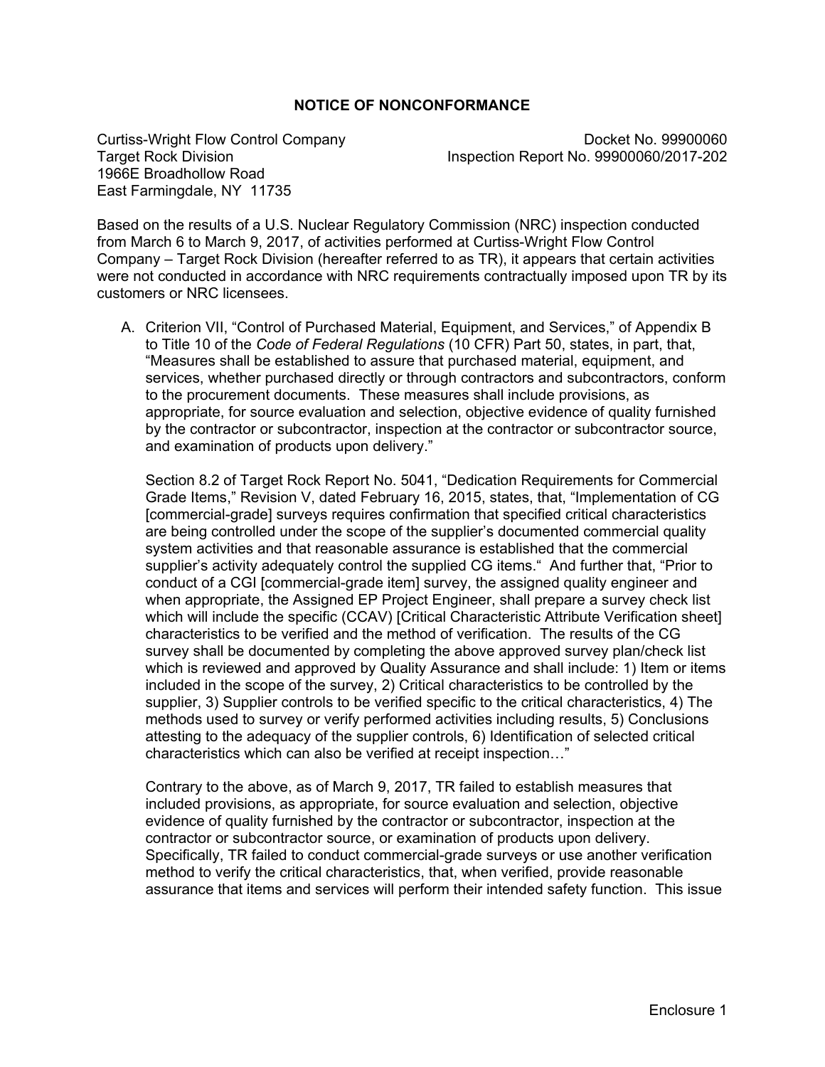## NOTICE OF NONCONFORMANCE

Curtiss-Wright Flow Control Company
Target Rock Division
1966E Broadhollow Road
East Farmingdale, NY 11735

Docket No. 99900060
Inspection Report No. 99900060/2017-202

Based on the results of a U.S. Nuclear Regulatory Commission (NRC) inspection conducted from March 6 to March 9, 2017, of activities performed at Curtiss-Wright Flow Control Company – Target Rock Division (hereafter referred to as TR), it appears that certain activities were not conducted in accordance with NRC requirements contractually imposed upon TR by its customers or NRC licensees.

A. Criterion VII, "Control of Purchased Material, Equipment, and Services," of Appendix B to Title 10 of the *Code of Federal Regulations* (10 CFR) Part 50, states, in part, that, "Measures shall be established to assure that purchased material, equipment, and services, whether purchased directly or through contractors and subcontractors, conform to the procurement documents. These measures shall include provisions, as appropriate, for source evaluation and selection, objective evidence of quality furnished by the contractor or subcontractor, inspection at the contractor or subcontractor source, and examination of products upon delivery."

   Section 8.2 of Target Rock Report No. 5041, "Dedication Requirements for Commercial Grade Items," Revision V, dated February 16, 2015, states, that, "Implementation of CG [commercial-grade] surveys requires confirmation that specified critical characteristics are being controlled under the scope of the supplier's documented commercial quality system activities and that reasonable assurance is established that the commercial supplier's activity adequately control the supplied CG items." And further that, "Prior to conduct of a CGI [commercial-grade item] survey, the assigned quality engineer and when appropriate, the Assigned EP Project Engineer, shall prepare a survey check list which will include the specific (CCAV) [Critical Characteristic Attribute Verification sheet] characteristics to be verified and the method of verification. The results of the CG survey shall be documented by completing the above approved survey plan/check list which is reviewed and approved by Quality Assurance and shall include: 1) Item or items included in the scope of the survey, 2) Critical characteristics to be controlled by the supplier, 3) Supplier controls to be verified specific to the critical characteristics, 4) The methods used to survey or verify performed activities including results, 5) Conclusions attesting to the adequacy of the supplier controls, 6) Identification of selected critical characteristics which can also be verified at receipt inspection…"

   Contrary to the above, as of March 9, 2017, TR failed to establish measures that included provisions, as appropriate, for source evaluation and selection, objective evidence of quality furnished by the contractor or subcontractor, inspection at the contractor or subcontractor source, or examination of products upon delivery. Specifically, TR failed to conduct commercial-grade surveys or use another verification method to verify the critical characteristics, that, when verified, provide reasonable assurance that items and services will perform their intended safety function. This issue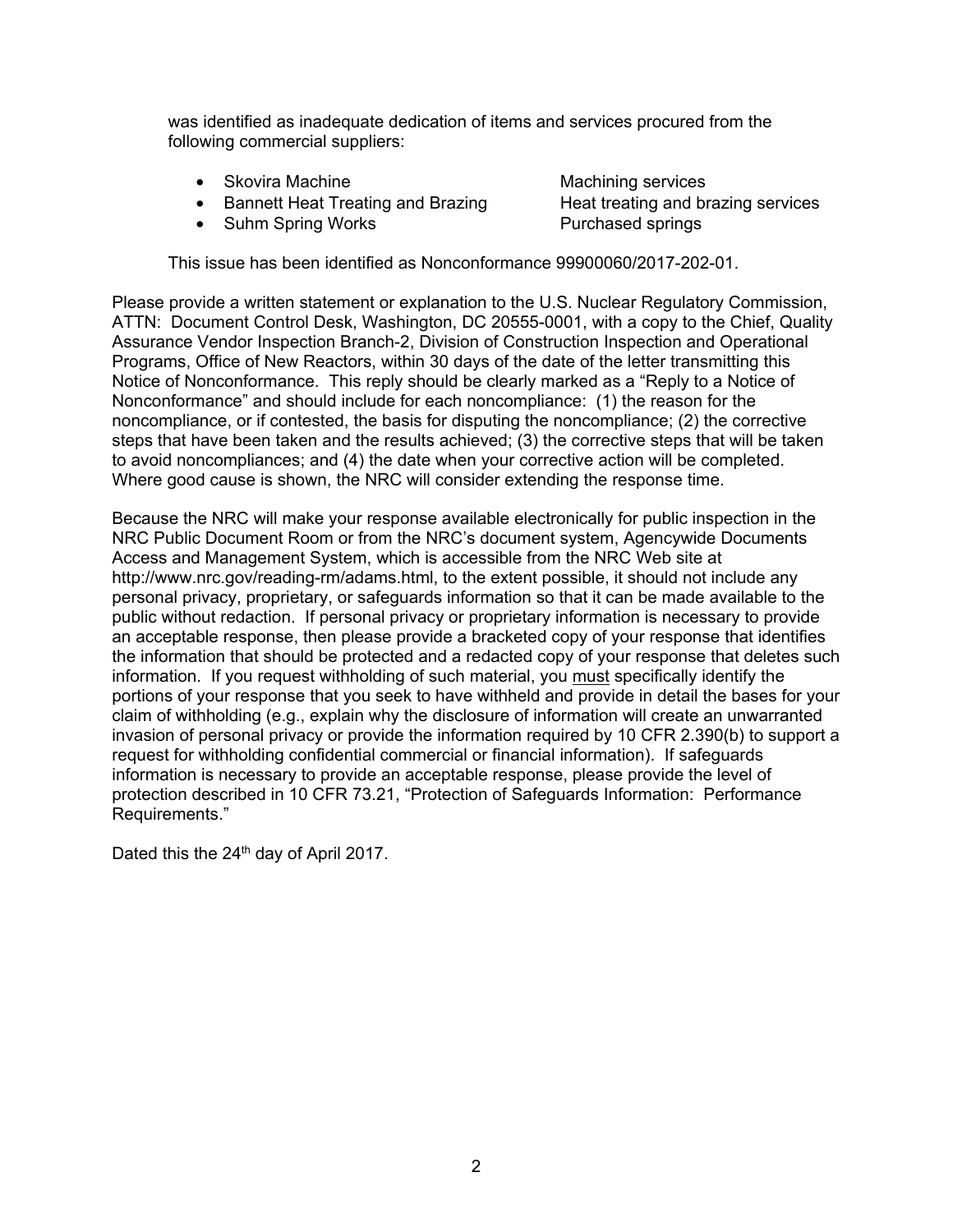was identified as inadequate dedication of items and services procured from the following commercial suppliers:

- Skovira Machine — Machining services
- Bannett Heat Treating and Brazing — Heat treating and brazing services
- Suhm Spring Works — Purchased springs

This issue has been identified as Nonconformance 99900060/2017-202-01.

Please provide a written statement or explanation to the U.S. Nuclear Regulatory Commission, ATTN: Document Control Desk, Washington, DC 20555-0001, with a copy to the Chief, Quality Assurance Vendor Inspection Branch-2, Division of Construction Inspection and Operational Programs, Office of New Reactors, within 30 days of the date of the letter transmitting this Notice of Nonconformance. This reply should be clearly marked as a "Reply to a Notice of Nonconformance" and should include for each noncompliance: (1) the reason for the noncompliance, or if contested, the basis for disputing the noncompliance; (2) the corrective steps that have been taken and the results achieved; (3) the corrective steps that will be taken to avoid noncompliances; and (4) the date when your corrective action will be completed. Where good cause is shown, the NRC will consider extending the response time.

Because the NRC will make your response available electronically for public inspection in the NRC Public Document Room or from the NRC's document system, Agencywide Documents Access and Management System, which is accessible from the NRC Web site at http://www.nrc.gov/reading-rm/adams.html, to the extent possible, it should not include any personal privacy, proprietary, or safeguards information so that it can be made available to the public without redaction. If personal privacy or proprietary information is necessary to provide an acceptable response, then please provide a bracketed copy of your response that identifies the information that should be protected and a redacted copy of your response that deletes such information. If you request withholding of such material, you <u>must</u> specifically identify the portions of your response that you seek to have withheld and provide in detail the bases for your claim of withholding (e.g., explain why the disclosure of information will create an unwarranted invasion of personal privacy or provide the information required by 10 CFR 2.390(b) to support a request for withholding confidential commercial or financial information). If safeguards information is necessary to provide an acceptable response, please provide the level of protection described in 10 CFR 73.21, "Protection of Safeguards Information: Performance Requirements."

Dated this the 24th day of April 2017.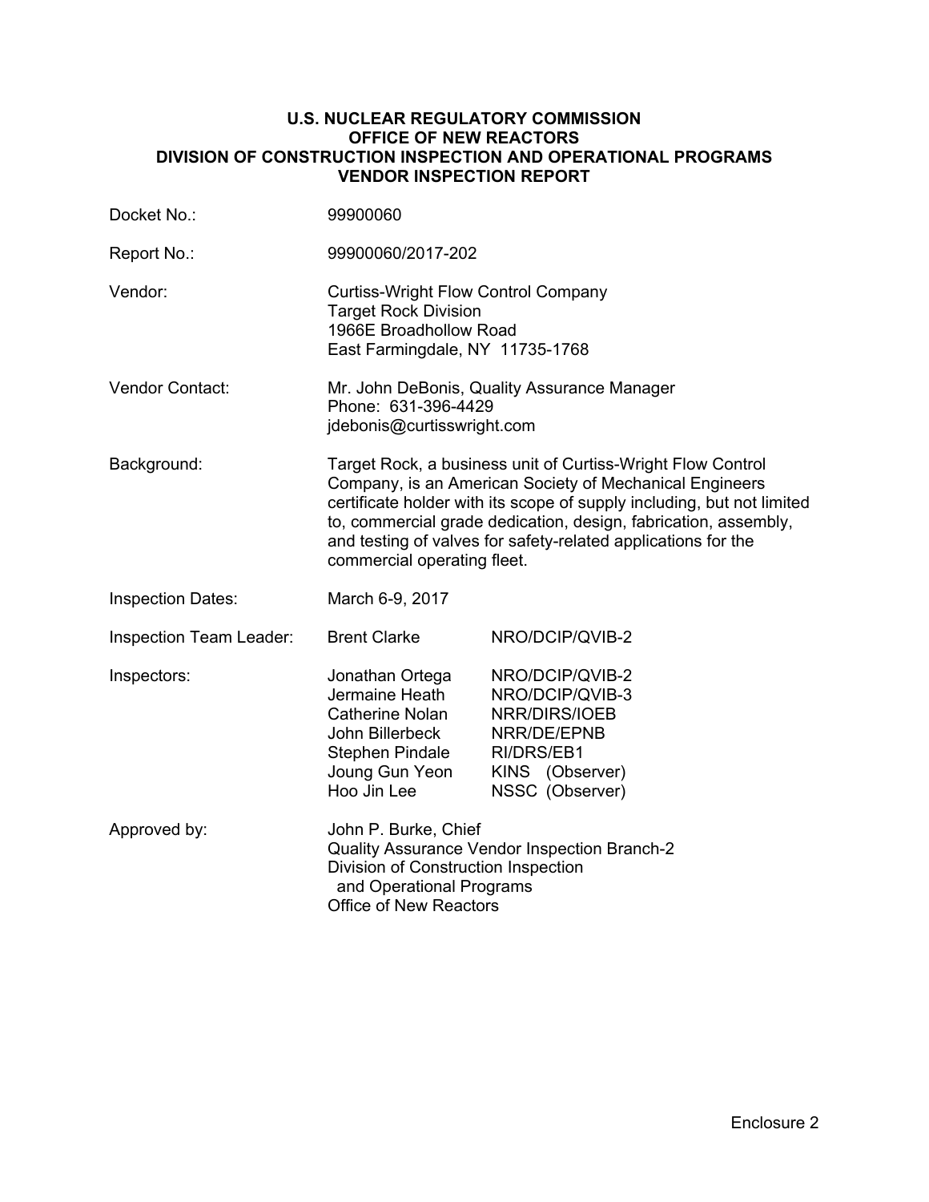**U.S. NUCLEAR REGULATORY COMMISSION**
**OFFICE OF NEW REACTORS**
**DIVISION OF CONSTRUCTION INSPECTION AND OPERATIONAL PROGRAMS**
**VENDOR INSPECTION REPORT**

| | | |
|---|---|---|
| Docket No.: | 99900060 | |
| Report No.: | 99900060/2017-202 | |
| Vendor: | Curtiss-Wright Flow Control Company<br>Target Rock Division<br>1966E Broadhollow Road<br>East Farmingdale, NY 11735-1768 | |
| Vendor Contact: | Mr. John DeBonis, Quality Assurance Manager<br>Phone: 631-396-4429<br>jdebonis@curtisswright.com | |
| Background: | Target Rock, a business unit of Curtiss-Wright Flow Control Company, is an American Society of Mechanical Engineers certificate holder with its scope of supply including, but not limited to, commercial grade dedication, design, fabrication, assembly, and testing of valves for safety-related applications for the commercial operating fleet. | |
| Inspection Dates: | March 6-9, 2017 | |
| Inspection Team Leader: | Brent Clarke | NRO/DCIP/QVIB-2 |
| Inspectors: | Jonathan Ortega | NRO/DCIP/QVIB-2 |
| | Jermaine Heath | NRO/DCIP/QVIB-3 |
| | Catherine Nolan | NRR/DIRS/IOEB |
| | John Billerbeck | NRR/DE/EPNB |
| | Stephen Pindale | RI/DRS/EB1 |
| | Joung Gun Yeon | KINS (Observer) |
| | Hoo Jin Lee | NSSC (Observer) |
| Approved by: | John P. Burke, Chief<br>Quality Assurance Vendor Inspection Branch-2<br>Division of Construction Inspection and Operational Programs<br>Office of New Reactors | |

Enclosure 2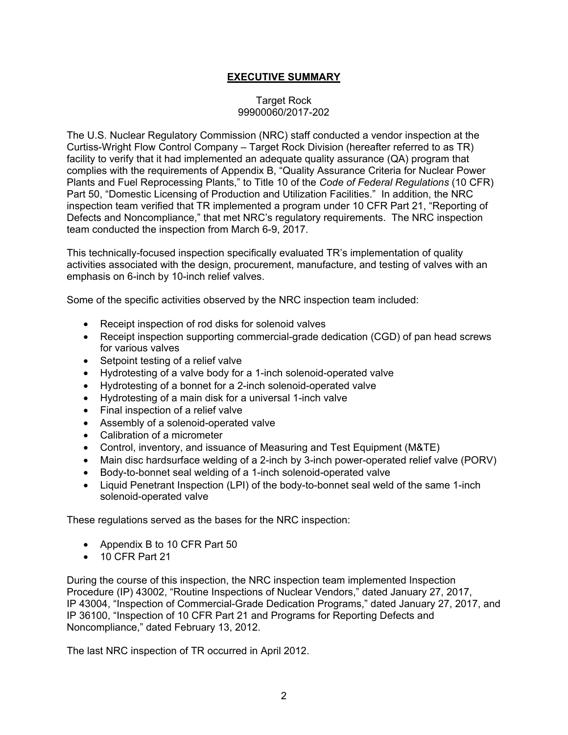# **EXECUTIVE SUMMARY**

Target Rock
99900060/2017-202

The U.S. Nuclear Regulatory Commission (NRC) staff conducted a vendor inspection at the Curtiss-Wright Flow Control Company – Target Rock Division (hereafter referred to as TR) facility to verify that it had implemented an adequate quality assurance (QA) program that complies with the requirements of Appendix B, "Quality Assurance Criteria for Nuclear Power Plants and Fuel Reprocessing Plants," to Title 10 of the *Code of Federal Regulations* (10 CFR) Part 50, "Domestic Licensing of Production and Utilization Facilities." In addition, the NRC inspection team verified that TR implemented a program under 10 CFR Part 21, "Reporting of Defects and Noncompliance," that met NRC's regulatory requirements. The NRC inspection team conducted the inspection from March 6-9, 2017.

This technically-focused inspection specifically evaluated TR's implementation of quality activities associated with the design, procurement, manufacture, and testing of valves with an emphasis on 6-inch by 10-inch relief valves.

Some of the specific activities observed by the NRC inspection team included:

- Receipt inspection of rod disks for solenoid valves
- Receipt inspection supporting commercial-grade dedication (CGD) of pan head screws for various valves
- Setpoint testing of a relief valve
- Hydrotesting of a valve body for a 1-inch solenoid-operated valve
- Hydrotesting of a bonnet for a 2-inch solenoid-operated valve
- Hydrotesting of a main disk for a universal 1-inch valve
- Final inspection of a relief valve
- Assembly of a solenoid-operated valve
- Calibration of a micrometer
- Control, inventory, and issuance of Measuring and Test Equipment (M&TE)
- Main disc hardsurface welding of a 2-inch by 3-inch power-operated relief valve (PORV)
- Body-to-bonnet seal welding of a 1-inch solenoid-operated valve
- Liquid Penetrant Inspection (LPI) of the body-to-bonnet seal weld of the same 1-inch solenoid-operated valve

These regulations served as the bases for the NRC inspection:

- Appendix B to 10 CFR Part 50
- 10 CFR Part 21

During the course of this inspection, the NRC inspection team implemented Inspection Procedure (IP) 43002, "Routine Inspections of Nuclear Vendors," dated January 27, 2017, IP 43004, "Inspection of Commercial-Grade Dedication Programs," dated January 27, 2017, and IP 36100, "Inspection of 10 CFR Part 21 and Programs for Reporting Defects and Noncompliance," dated February 13, 2012.

The last NRC inspection of TR occurred in April 2012.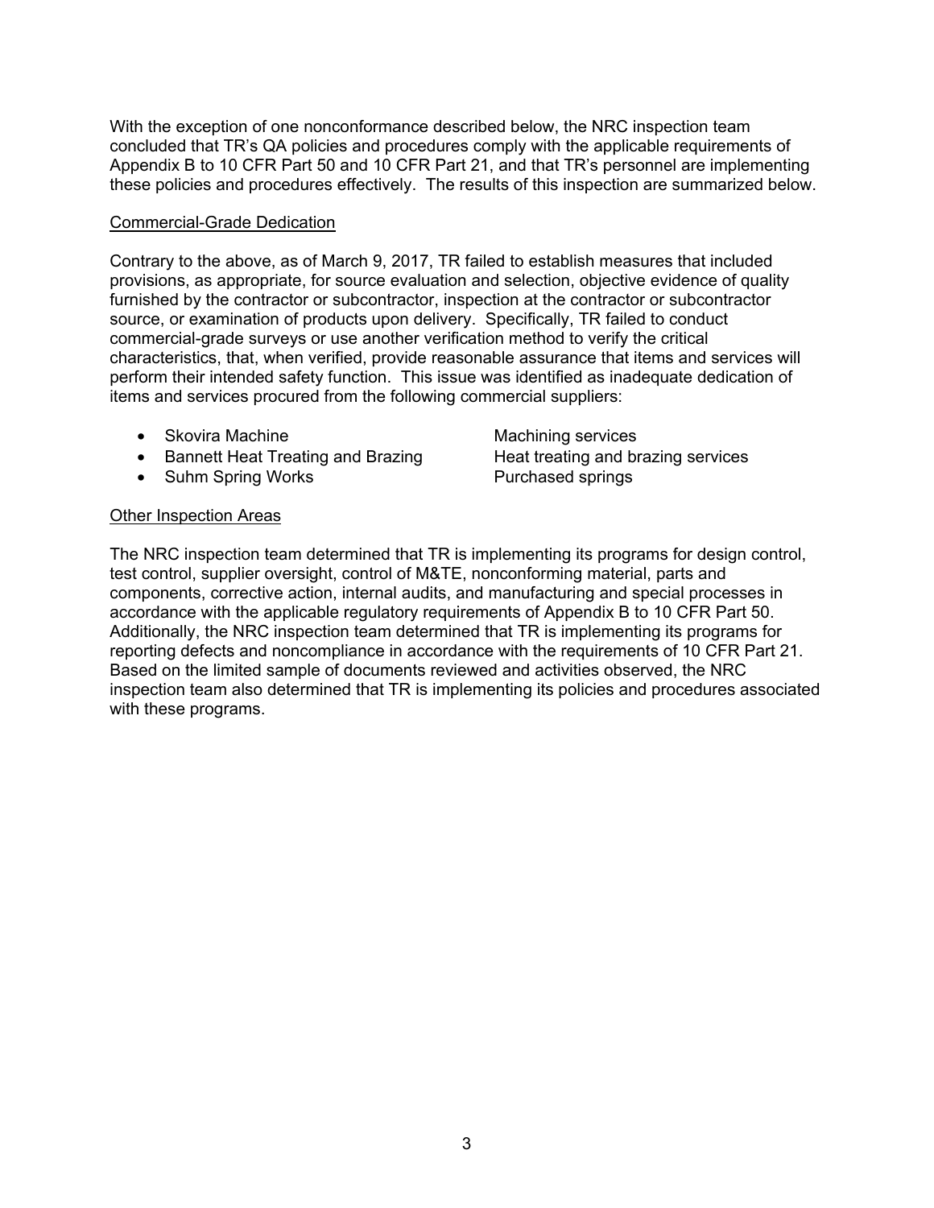With the exception of one nonconformance described below, the NRC inspection team concluded that TR's QA policies and procedures comply with the applicable requirements of Appendix B to 10 CFR Part 50 and 10 CFR Part 21, and that TR's personnel are implementing these policies and procedures effectively. The results of this inspection are summarized below.

<u>Commercial-Grade Dedication</u>

Contrary to the above, as of March 9, 2017, TR failed to establish measures that included provisions, as appropriate, for source evaluation and selection, objective evidence of quality furnished by the contractor or subcontractor, inspection at the contractor or subcontractor source, or examination of products upon delivery. Specifically, TR failed to conduct commercial-grade surveys or use another verification method to verify the critical characteristics, that, when verified, provide reasonable assurance that items and services will perform their intended safety function. This issue was identified as inadequate dedication of items and services procured from the following commercial suppliers:

- Skovira Machine — Machining services
- Bannett Heat Treating and Brazing — Heat treating and brazing services
- Suhm Spring Works — Purchased springs

<u>Other Inspection Areas</u>

The NRC inspection team determined that TR is implementing its programs for design control, test control, supplier oversight, control of M&TE, nonconforming material, parts and components, corrective action, internal audits, and manufacturing and special processes in accordance with the applicable regulatory requirements of Appendix B to 10 CFR Part 50. Additionally, the NRC inspection team determined that TR is implementing its programs for reporting defects and noncompliance in accordance with the requirements of 10 CFR Part 21. Based on the limited sample of documents reviewed and activities observed, the NRC inspection team also determined that TR is implementing its policies and procedures associated with these programs.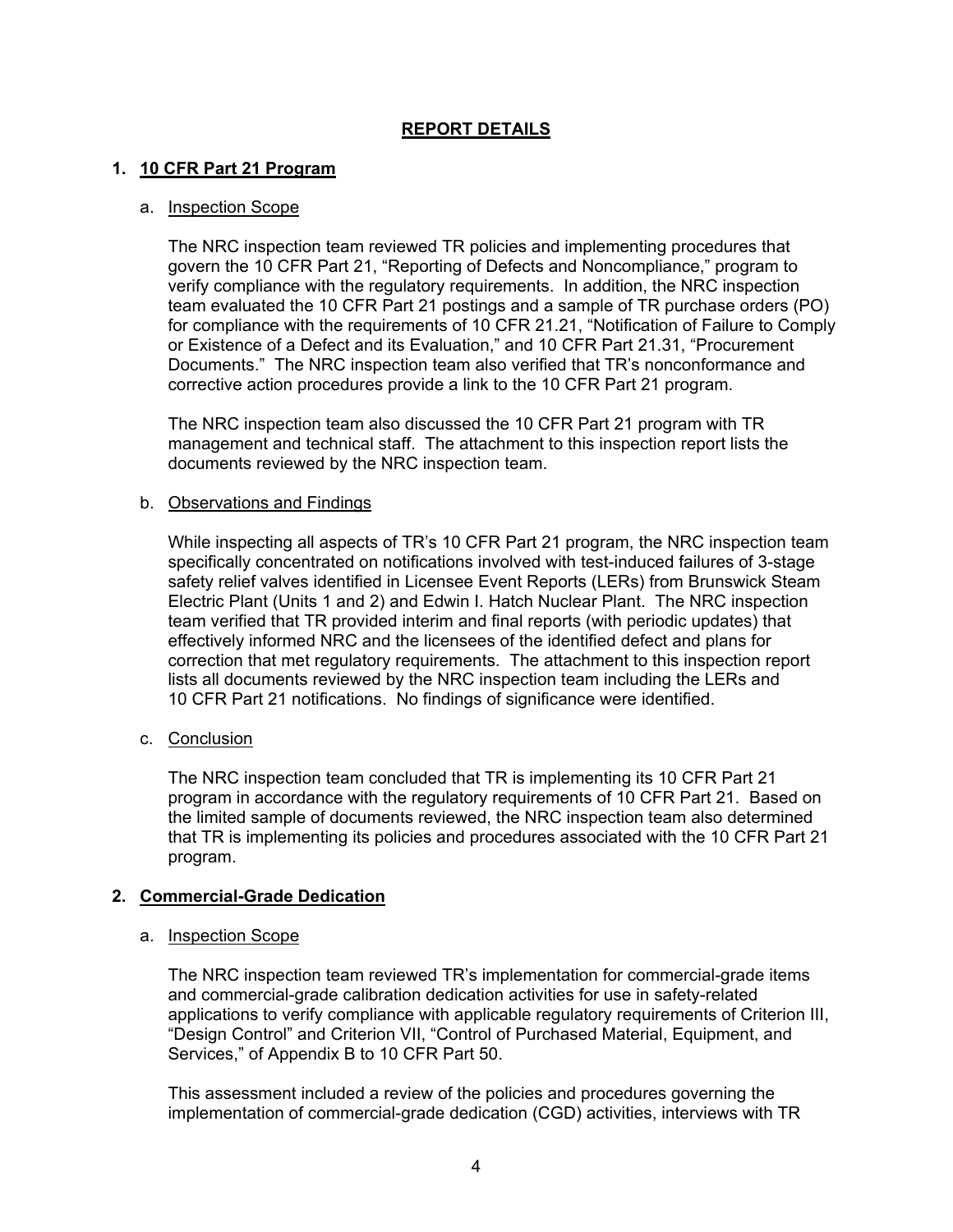# REPORT DETAILS

## 1. 10 CFR Part 21 Program

### a. Inspection Scope

The NRC inspection team reviewed TR policies and implementing procedures that govern the 10 CFR Part 21, "Reporting of Defects and Noncompliance," program to verify compliance with the regulatory requirements. In addition, the NRC inspection team evaluated the 10 CFR Part 21 postings and a sample of TR purchase orders (PO) for compliance with the requirements of 10 CFR 21.21, "Notification of Failure to Comply or Existence of a Defect and its Evaluation," and 10 CFR Part 21.31, "Procurement Documents." The NRC inspection team also verified that TR's nonconformance and corrective action procedures provide a link to the 10 CFR Part 21 program.

The NRC inspection team also discussed the 10 CFR Part 21 program with TR management and technical staff. The attachment to this inspection report lists the documents reviewed by the NRC inspection team.

### b. Observations and Findings

While inspecting all aspects of TR's 10 CFR Part 21 program, the NRC inspection team specifically concentrated on notifications involved with test-induced failures of 3-stage safety relief valves identified in Licensee Event Reports (LERs) from Brunswick Steam Electric Plant (Units 1 and 2) and Edwin I. Hatch Nuclear Plant. The NRC inspection team verified that TR provided interim and final reports (with periodic updates) that effectively informed NRC and the licensees of the identified defect and plans for correction that met regulatory requirements. The attachment to this inspection report lists all documents reviewed by the NRC inspection team including the LERs and 10 CFR Part 21 notifications. No findings of significance were identified.

### c. Conclusion

The NRC inspection team concluded that TR is implementing its 10 CFR Part 21 program in accordance with the regulatory requirements of 10 CFR Part 21. Based on the limited sample of documents reviewed, the NRC inspection team also determined that TR is implementing its policies and procedures associated with the 10 CFR Part 21 program.

## 2. Commercial-Grade Dedication

### a. Inspection Scope

The NRC inspection team reviewed TR's implementation for commercial-grade items and commercial-grade calibration dedication activities for use in safety-related applications to verify compliance with applicable regulatory requirements of Criterion III, "Design Control" and Criterion VII, "Control of Purchased Material, Equipment, and Services," of Appendix B to 10 CFR Part 50.

This assessment included a review of the policies and procedures governing the implementation of commercial-grade dedication (CGD) activities, interviews with TR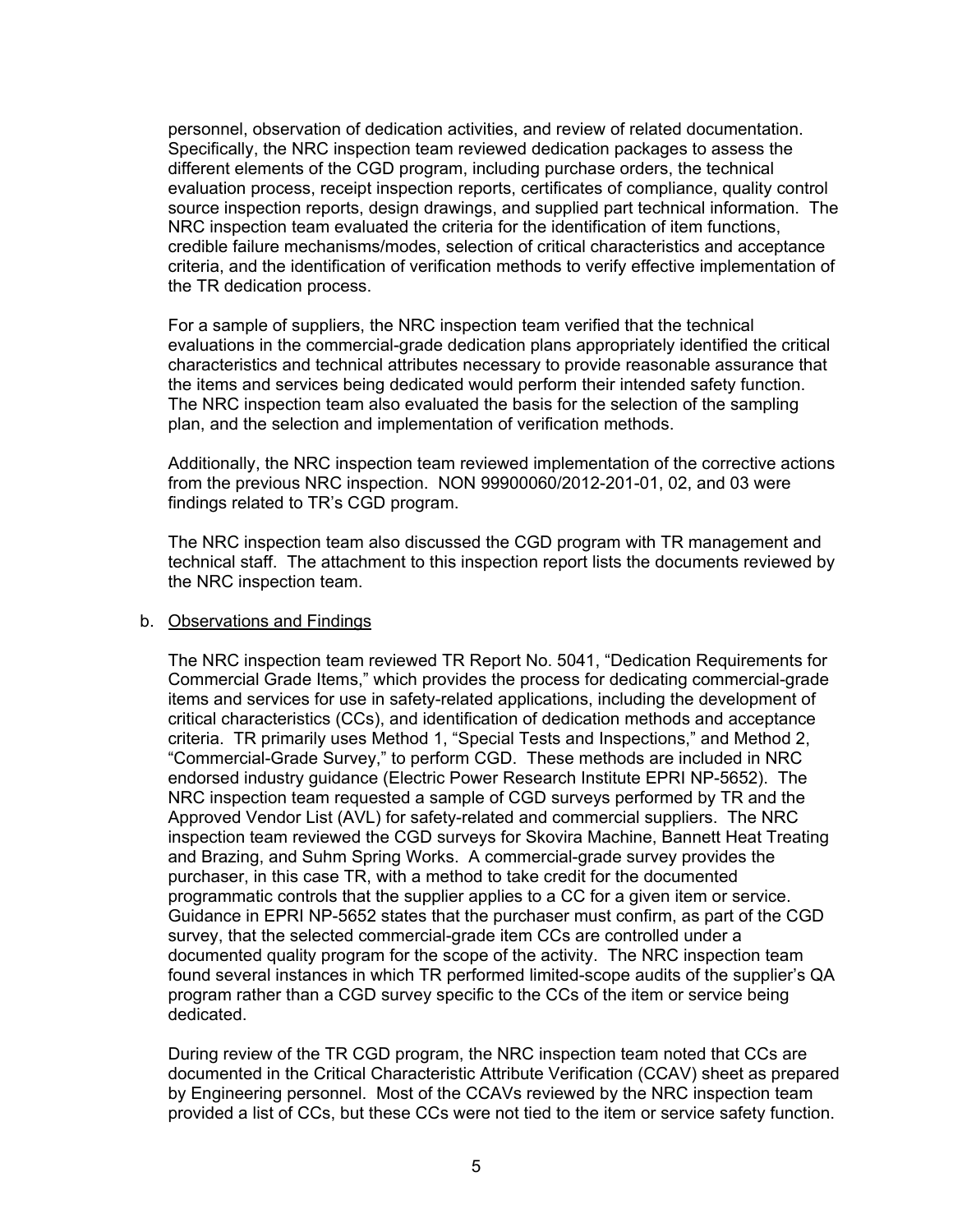personnel, observation of dedication activities, and review of related documentation. Specifically, the NRC inspection team reviewed dedication packages to assess the different elements of the CGD program, including purchase orders, the technical evaluation process, receipt inspection reports, certificates of compliance, quality control source inspection reports, design drawings, and supplied part technical information. The NRC inspection team evaluated the criteria for the identification of item functions, credible failure mechanisms/modes, selection of critical characteristics and acceptance criteria, and the identification of verification methods to verify effective implementation of the TR dedication process.

For a sample of suppliers, the NRC inspection team verified that the technical evaluations in the commercial-grade dedication plans appropriately identified the critical characteristics and technical attributes necessary to provide reasonable assurance that the items and services being dedicated would perform their intended safety function. The NRC inspection team also evaluated the basis for the selection of the sampling plan, and the selection and implementation of verification methods.

Additionally, the NRC inspection team reviewed implementation of the corrective actions from the previous NRC inspection. NON 99900060/2012-201-01, 02, and 03 were findings related to TR's CGD program.

The NRC inspection team also discussed the CGD program with TR management and technical staff. The attachment to this inspection report lists the documents reviewed by the NRC inspection team.

b. Observations and Findings

The NRC inspection team reviewed TR Report No. 5041, "Dedication Requirements for Commercial Grade Items," which provides the process for dedicating commercial-grade items and services for use in safety-related applications, including the development of critical characteristics (CCs), and identification of dedication methods and acceptance criteria. TR primarily uses Method 1, "Special Tests and Inspections," and Method 2, "Commercial-Grade Survey," to perform CGD. These methods are included in NRC endorsed industry guidance (Electric Power Research Institute EPRI NP-5652). The NRC inspection team requested a sample of CGD surveys performed by TR and the Approved Vendor List (AVL) for safety-related and commercial suppliers. The NRC inspection team reviewed the CGD surveys for Skovira Machine, Bannett Heat Treating and Brazing, and Suhm Spring Works. A commercial-grade survey provides the purchaser, in this case TR, with a method to take credit for the documented programmatic controls that the supplier applies to a CC for a given item or service. Guidance in EPRI NP-5652 states that the purchaser must confirm, as part of the CGD survey, that the selected commercial-grade item CCs are controlled under a documented quality program for the scope of the activity. The NRC inspection team found several instances in which TR performed limited-scope audits of the supplier's QA program rather than a CGD survey specific to the CCs of the item or service being dedicated.

During review of the TR CGD program, the NRC inspection team noted that CCs are documented in the Critical Characteristic Attribute Verification (CCAV) sheet as prepared by Engineering personnel. Most of the CCAVs reviewed by the NRC inspection team provided a list of CCs, but these CCs were not tied to the item or service safety function.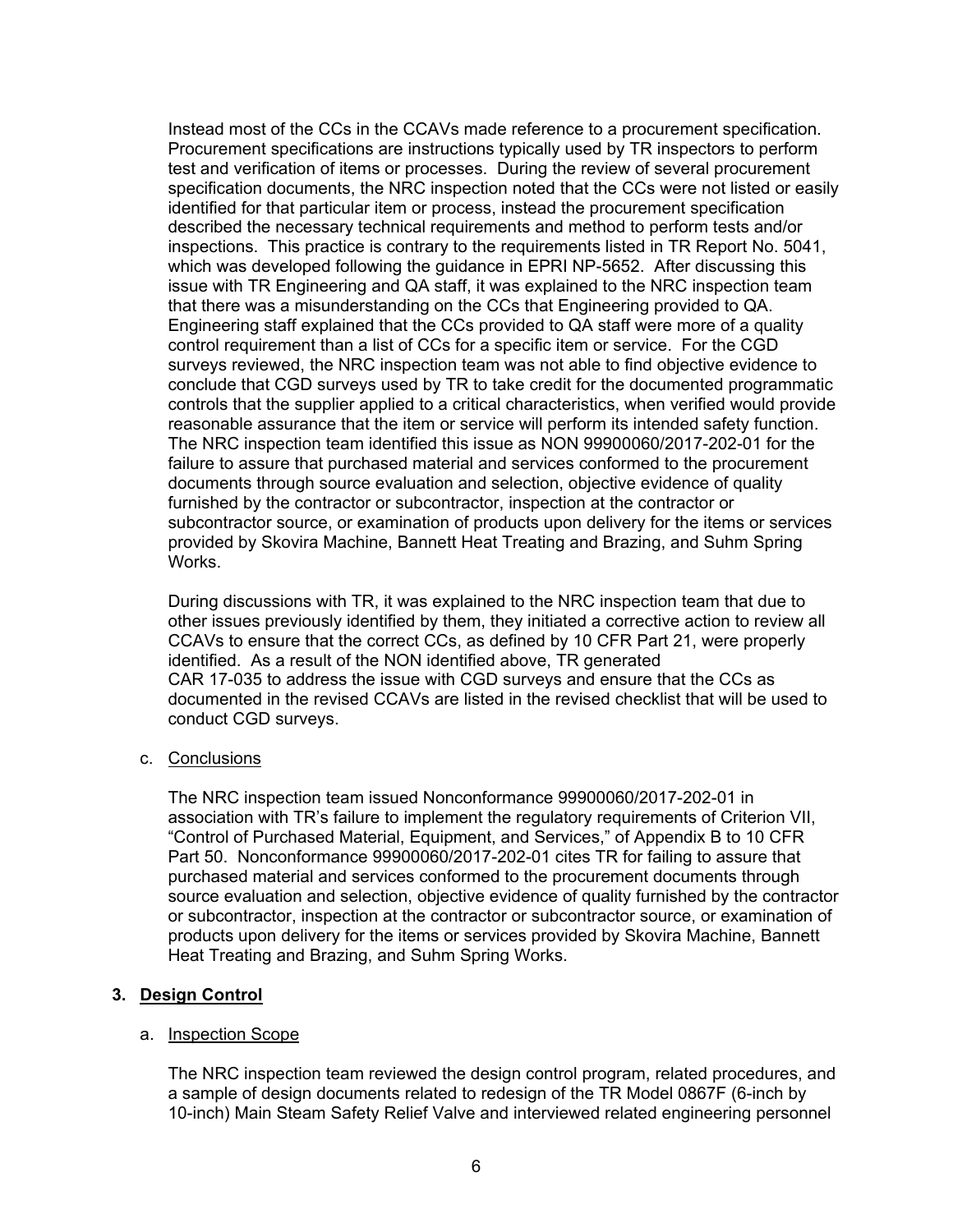Instead most of the CCs in the CCAVs made reference to a procurement specification. Procurement specifications are instructions typically used by TR inspectors to perform test and verification of items or processes. During the review of several procurement specification documents, the NRC inspection noted that the CCs were not listed or easily identified for that particular item or process, instead the procurement specification described the necessary technical requirements and method to perform tests and/or inspections. This practice is contrary to the requirements listed in TR Report No. 5041, which was developed following the guidance in EPRI NP-5652. After discussing this issue with TR Engineering and QA staff, it was explained to the NRC inspection team that there was a misunderstanding on the CCs that Engineering provided to QA. Engineering staff explained that the CCs provided to QA staff were more of a quality control requirement than a list of CCs for a specific item or service. For the CGD surveys reviewed, the NRC inspection team was not able to find objective evidence to conclude that CGD surveys used by TR to take credit for the documented programmatic controls that the supplier applied to a critical characteristics, when verified would provide reasonable assurance that the item or service will perform its intended safety function. The NRC inspection team identified this issue as NON 99900060/2017-202-01 for the failure to assure that purchased material and services conformed to the procurement documents through source evaluation and selection, objective evidence of quality furnished by the contractor or subcontractor, inspection at the contractor or subcontractor source, or examination of products upon delivery for the items or services provided by Skovira Machine, Bannett Heat Treating and Brazing, and Suhm Spring Works.

During discussions with TR, it was explained to the NRC inspection team that due to other issues previously identified by them, they initiated a corrective action to review all CCAVs to ensure that the correct CCs, as defined by 10 CFR Part 21, were properly identified. As a result of the NON identified above, TR generated CAR 17-035 to address the issue with CGD surveys and ensure that the CCs as documented in the revised CCAVs are listed in the revised checklist that will be used to conduct CGD surveys.

c. Conclusions

The NRC inspection team issued Nonconformance 99900060/2017-202-01 in association with TR's failure to implement the regulatory requirements of Criterion VII, "Control of Purchased Material, Equipment, and Services," of Appendix B to 10 CFR Part 50. Nonconformance 99900060/2017-202-01 cites TR for failing to assure that purchased material and services conformed to the procurement documents through source evaluation and selection, objective evidence of quality furnished by the contractor or subcontractor, inspection at the contractor or subcontractor source, or examination of products upon delivery for the items or services provided by Skovira Machine, Bannett Heat Treating and Brazing, and Suhm Spring Works.

## 3. Design Control

a. Inspection Scope

The NRC inspection team reviewed the design control program, related procedures, and a sample of design documents related to redesign of the TR Model 0867F (6-inch by 10-inch) Main Steam Safety Relief Valve and interviewed related engineering personnel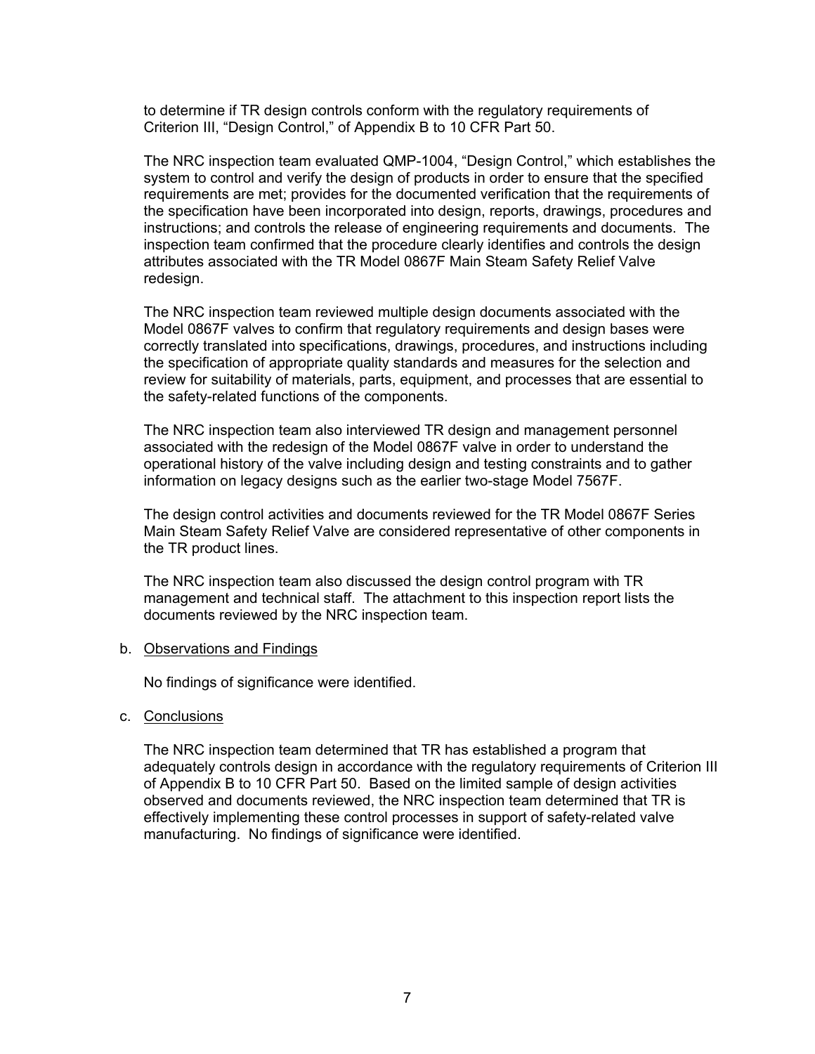to determine if TR design controls conform with the regulatory requirements of Criterion III, “Design Control,” of Appendix B to 10 CFR Part 50.

The NRC inspection team evaluated QMP-1004, “Design Control,” which establishes the system to control and verify the design of products in order to ensure that the specified requirements are met; provides for the documented verification that the requirements of the specification have been incorporated into design, reports, drawings, procedures and instructions; and controls the release of engineering requirements and documents. The inspection team confirmed that the procedure clearly identifies and controls the design attributes associated with the TR Model 0867F Main Steam Safety Relief Valve redesign.

The NRC inspection team reviewed multiple design documents associated with the Model 0867F valves to confirm that regulatory requirements and design bases were correctly translated into specifications, drawings, procedures, and instructions including the specification of appropriate quality standards and measures for the selection and review for suitability of materials, parts, equipment, and processes that are essential to the safety-related functions of the components.

The NRC inspection team also interviewed TR design and management personnel associated with the redesign of the Model 0867F valve in order to understand the operational history of the valve including design and testing constraints and to gather information on legacy designs such as the earlier two-stage Model 7567F.

The design control activities and documents reviewed for the TR Model 0867F Series Main Steam Safety Relief Valve are considered representative of other components in the TR product lines.

The NRC inspection team also discussed the design control program with TR management and technical staff. The attachment to this inspection report lists the documents reviewed by the NRC inspection team.

b. Observations and Findings

No findings of significance were identified.

c. Conclusions

The NRC inspection team determined that TR has established a program that adequately controls design in accordance with the regulatory requirements of Criterion III of Appendix B to 10 CFR Part 50. Based on the limited sample of design activities observed and documents reviewed, the NRC inspection team determined that TR is effectively implementing these control processes in support of safety-related valve manufacturing. No findings of significance were identified.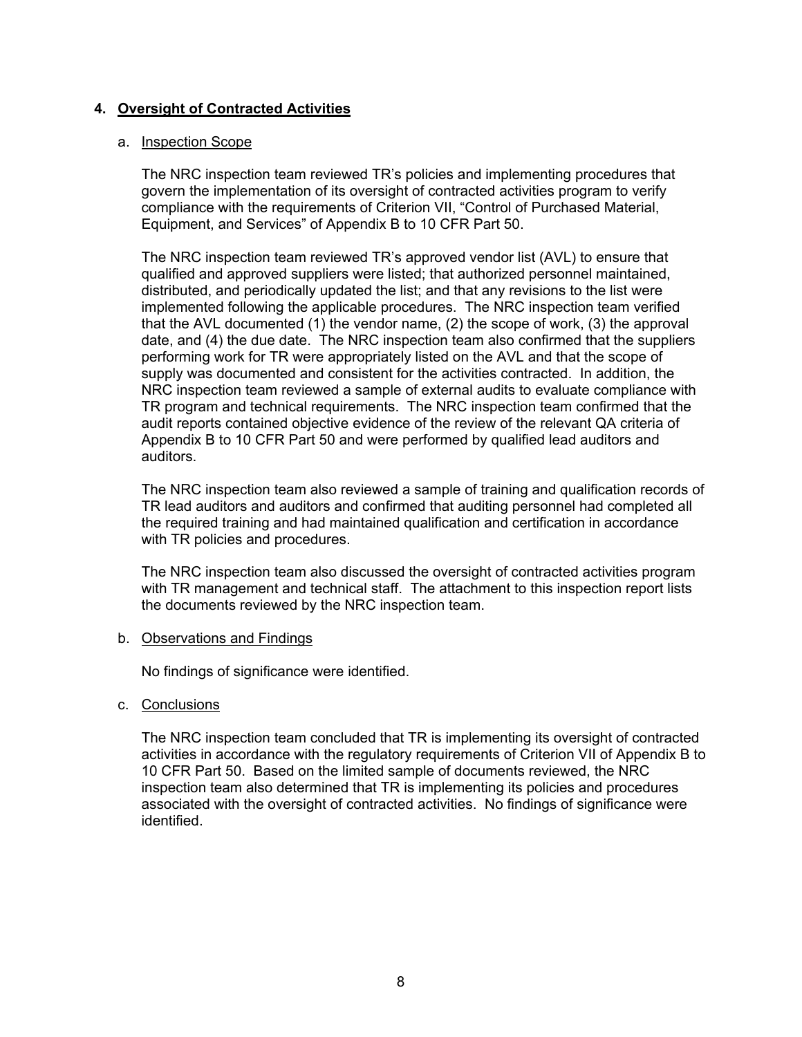## 4. Oversight of Contracted Activities

### a. Inspection Scope

The NRC inspection team reviewed TR's policies and implementing procedures that govern the implementation of its oversight of contracted activities program to verify compliance with the requirements of Criterion VII, "Control of Purchased Material, Equipment, and Services" of Appendix B to 10 CFR Part 50.

The NRC inspection team reviewed TR's approved vendor list (AVL) to ensure that qualified and approved suppliers were listed; that authorized personnel maintained, distributed, and periodically updated the list; and that any revisions to the list were implemented following the applicable procedures. The NRC inspection team verified that the AVL documented (1) the vendor name, (2) the scope of work, (3) the approval date, and (4) the due date. The NRC inspection team also confirmed that the suppliers performing work for TR were appropriately listed on the AVL and that the scope of supply was documented and consistent for the activities contracted. In addition, the NRC inspection team reviewed a sample of external audits to evaluate compliance with TR program and technical requirements. The NRC inspection team confirmed that the audit reports contained objective evidence of the review of the relevant QA criteria of Appendix B to 10 CFR Part 50 and were performed by qualified lead auditors and auditors.

The NRC inspection team also reviewed a sample of training and qualification records of TR lead auditors and auditors and confirmed that auditing personnel had completed all the required training and had maintained qualification and certification in accordance with TR policies and procedures.

The NRC inspection team also discussed the oversight of contracted activities program with TR management and technical staff. The attachment to this inspection report lists the documents reviewed by the NRC inspection team.

### b. Observations and Findings

No findings of significance were identified.

### c. Conclusions

The NRC inspection team concluded that TR is implementing its oversight of contracted activities in accordance with the regulatory requirements of Criterion VII of Appendix B to 10 CFR Part 50. Based on the limited sample of documents reviewed, the NRC inspection team also determined that TR is implementing its policies and procedures associated with the oversight of contracted activities. No findings of significance were identified.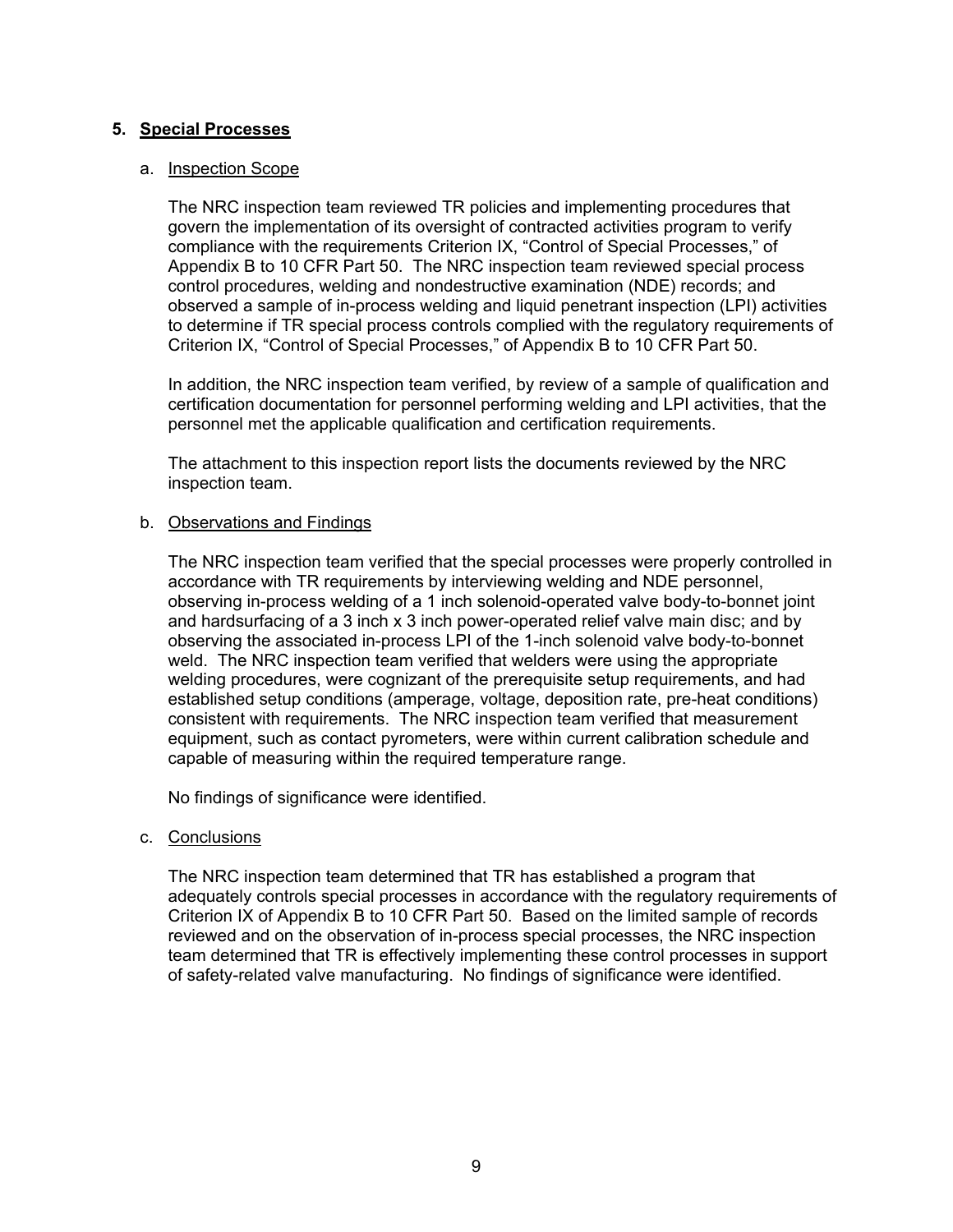## 5. Special Processes

### a. Inspection Scope

The NRC inspection team reviewed TR policies and implementing procedures that govern the implementation of its oversight of contracted activities program to verify compliance with the requirements Criterion IX, "Control of Special Processes," of Appendix B to 10 CFR Part 50. The NRC inspection team reviewed special process control procedures, welding and nondestructive examination (NDE) records; and observed a sample of in-process welding and liquid penetrant inspection (LPI) activities to determine if TR special process controls complied with the regulatory requirements of Criterion IX, "Control of Special Processes," of Appendix B to 10 CFR Part 50.

In addition, the NRC inspection team verified, by review of a sample of qualification and certification documentation for personnel performing welding and LPI activities, that the personnel met the applicable qualification and certification requirements.

The attachment to this inspection report lists the documents reviewed by the NRC inspection team.

### b. Observations and Findings

The NRC inspection team verified that the special processes were properly controlled in accordance with TR requirements by interviewing welding and NDE personnel, observing in-process welding of a 1 inch solenoid-operated valve body-to-bonnet joint and hardsurfacing of a 3 inch x 3 inch power-operated relief valve main disc; and by observing the associated in-process LPI of the 1-inch solenoid valve body-to-bonnet weld. The NRC inspection team verified that welders were using the appropriate welding procedures, were cognizant of the prerequisite setup requirements, and had established setup conditions (amperage, voltage, deposition rate, pre-heat conditions) consistent with requirements. The NRC inspection team verified that measurement equipment, such as contact pyrometers, were within current calibration schedule and capable of measuring within the required temperature range.

No findings of significance were identified.

### c. Conclusions

The NRC inspection team determined that TR has established a program that adequately controls special processes in accordance with the regulatory requirements of Criterion IX of Appendix B to 10 CFR Part 50. Based on the limited sample of records reviewed and on the observation of in-process special processes, the NRC inspection team determined that TR is effectively implementing these control processes in support of safety-related valve manufacturing. No findings of significance were identified.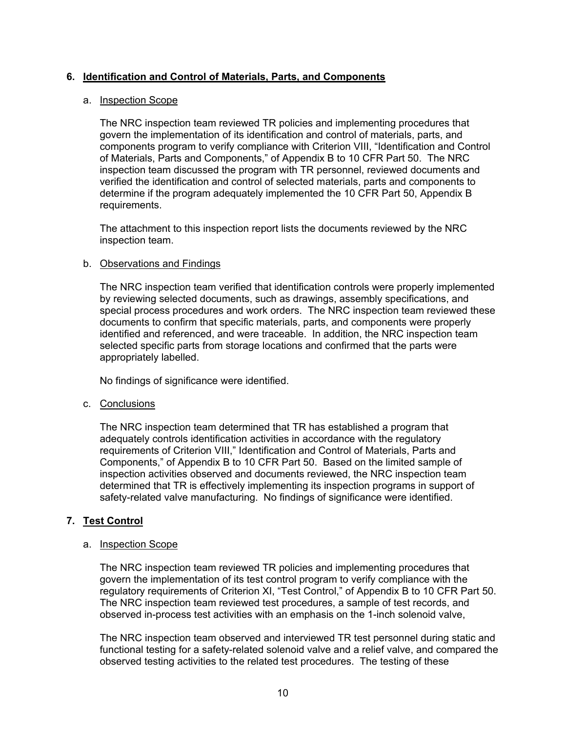## 6. Identification and Control of Materials, Parts, and Components

a. Inspection Scope

The NRC inspection team reviewed TR policies and implementing procedures that govern the implementation of its identification and control of materials, parts, and components program to verify compliance with Criterion VIII, "Identification and Control of Materials, Parts and Components," of Appendix B to 10 CFR Part 50. The NRC inspection team discussed the program with TR personnel, reviewed documents and verified the identification and control of selected materials, parts and components to determine if the program adequately implemented the 10 CFR Part 50, Appendix B requirements.

The attachment to this inspection report lists the documents reviewed by the NRC inspection team.

b. Observations and Findings

The NRC inspection team verified that identification controls were properly implemented by reviewing selected documents, such as drawings, assembly specifications, and special process procedures and work orders. The NRC inspection team reviewed these documents to confirm that specific materials, parts, and components were properly identified and referenced, and were traceable. In addition, the NRC inspection team selected specific parts from storage locations and confirmed that the parts were appropriately labelled.

No findings of significance were identified.

c. Conclusions

The NRC inspection team determined that TR has established a program that adequately controls identification activities in accordance with the regulatory requirements of Criterion VIII," Identification and Control of Materials, Parts and Components," of Appendix B to 10 CFR Part 50. Based on the limited sample of inspection activities observed and documents reviewed, the NRC inspection team determined that TR is effectively implementing its inspection programs in support of safety-related valve manufacturing. No findings of significance were identified.

## 7. Test Control

a. Inspection Scope

The NRC inspection team reviewed TR policies and implementing procedures that govern the implementation of its test control program to verify compliance with the regulatory requirements of Criterion XI, "Test Control," of Appendix B to 10 CFR Part 50. The NRC inspection team reviewed test procedures, a sample of test records, and observed in-process test activities with an emphasis on the 1-inch solenoid valve,

The NRC inspection team observed and interviewed TR test personnel during static and functional testing for a safety-related solenoid valve and a relief valve, and compared the observed testing activities to the related test procedures. The testing of these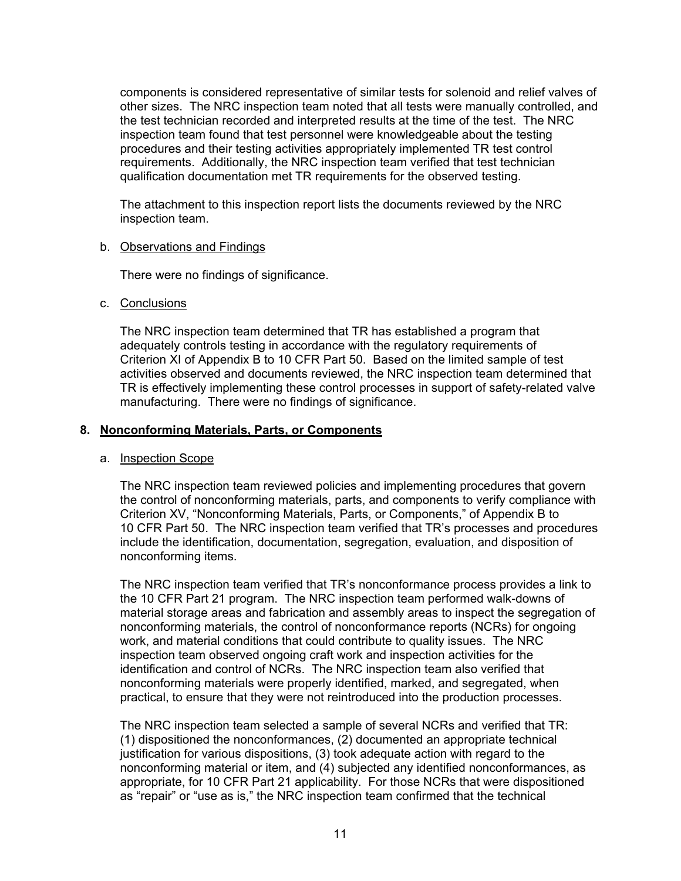components is considered representative of similar tests for solenoid and relief valves of other sizes. The NRC inspection team noted that all tests were manually controlled, and the test technician recorded and interpreted results at the time of the test. The NRC inspection team found that test personnel were knowledgeable about the testing procedures and their testing activities appropriately implemented TR test control requirements. Additionally, the NRC inspection team verified that test technician qualification documentation met TR requirements for the observed testing.

The attachment to this inspection report lists the documents reviewed by the NRC inspection team.

b. Observations and Findings

There were no findings of significance.

c. Conclusions

The NRC inspection team determined that TR has established a program that adequately controls testing in accordance with the regulatory requirements of Criterion XI of Appendix B to 10 CFR Part 50. Based on the limited sample of test activities observed and documents reviewed, the NRC inspection team determined that TR is effectively implementing these control processes in support of safety-related valve manufacturing. There were no findings of significance.

## 8. Nonconforming Materials, Parts, or Components

a. Inspection Scope

The NRC inspection team reviewed policies and implementing procedures that govern the control of nonconforming materials, parts, and components to verify compliance with Criterion XV, "Nonconforming Materials, Parts, or Components," of Appendix B to 10 CFR Part 50. The NRC inspection team verified that TR's processes and procedures include the identification, documentation, segregation, evaluation, and disposition of nonconforming items.

The NRC inspection team verified that TR's nonconformance process provides a link to the 10 CFR Part 21 program. The NRC inspection team performed walk-downs of material storage areas and fabrication and assembly areas to inspect the segregation of nonconforming materials, the control of nonconformance reports (NCRs) for ongoing work, and material conditions that could contribute to quality issues. The NRC inspection team observed ongoing craft work and inspection activities for the identification and control of NCRs. The NRC inspection team also verified that nonconforming materials were properly identified, marked, and segregated, when practical, to ensure that they were not reintroduced into the production processes.

The NRC inspection team selected a sample of several NCRs and verified that TR: (1) dispositioned the nonconformances, (2) documented an appropriate technical justification for various dispositions, (3) took adequate action with regard to the nonconforming material or item, and (4) subjected any identified nonconformances, as appropriate, for 10 CFR Part 21 applicability. For those NCRs that were dispositioned as "repair" or "use as is," the NRC inspection team confirmed that the technical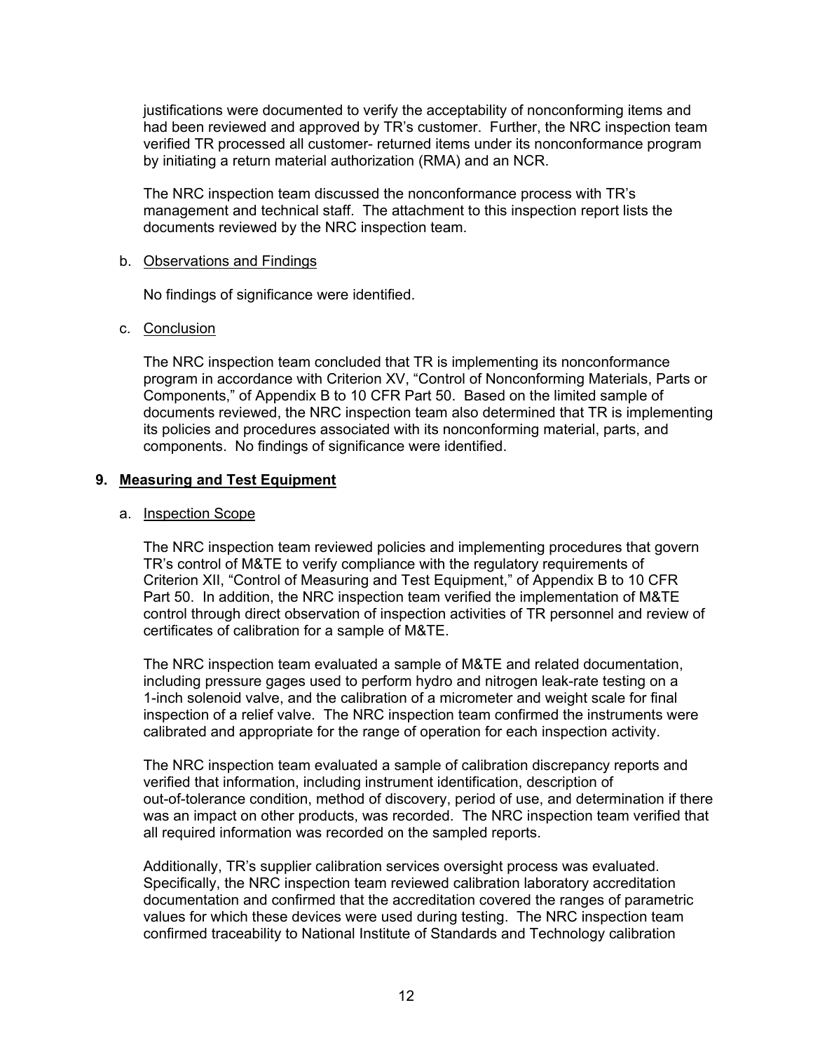justifications were documented to verify the acceptability of nonconforming items and had been reviewed and approved by TR's customer. Further, the NRC inspection team verified TR processed all customer- returned items under its nonconformance program by initiating a return material authorization (RMA) and an NCR.

The NRC inspection team discussed the nonconformance process with TR's management and technical staff. The attachment to this inspection report lists the documents reviewed by the NRC inspection team.

b. Observations and Findings

No findings of significance were identified.

c. Conclusion

The NRC inspection team concluded that TR is implementing its nonconformance program in accordance with Criterion XV, "Control of Nonconforming Materials, Parts or Components," of Appendix B to 10 CFR Part 50. Based on the limited sample of documents reviewed, the NRC inspection team also determined that TR is implementing its policies and procedures associated with its nonconforming material, parts, and components. No findings of significance were identified.

## 9. Measuring and Test Equipment

a. Inspection Scope

The NRC inspection team reviewed policies and implementing procedures that govern TR's control of M&TE to verify compliance with the regulatory requirements of Criterion XII, "Control of Measuring and Test Equipment," of Appendix B to 10 CFR Part 50. In addition, the NRC inspection team verified the implementation of M&TE control through direct observation of inspection activities of TR personnel and review of certificates of calibration for a sample of M&TE.

The NRC inspection team evaluated a sample of M&TE and related documentation, including pressure gages used to perform hydro and nitrogen leak-rate testing on a 1-inch solenoid valve, and the calibration of a micrometer and weight scale for final inspection of a relief valve. The NRC inspection team confirmed the instruments were calibrated and appropriate for the range of operation for each inspection activity.

The NRC inspection team evaluated a sample of calibration discrepancy reports and verified that information, including instrument identification, description of out-of-tolerance condition, method of discovery, period of use, and determination if there was an impact on other products, was recorded. The NRC inspection team verified that all required information was recorded on the sampled reports.

Additionally, TR's supplier calibration services oversight process was evaluated. Specifically, the NRC inspection team reviewed calibration laboratory accreditation documentation and confirmed that the accreditation covered the ranges of parametric values for which these devices were used during testing. The NRC inspection team confirmed traceability to National Institute of Standards and Technology calibration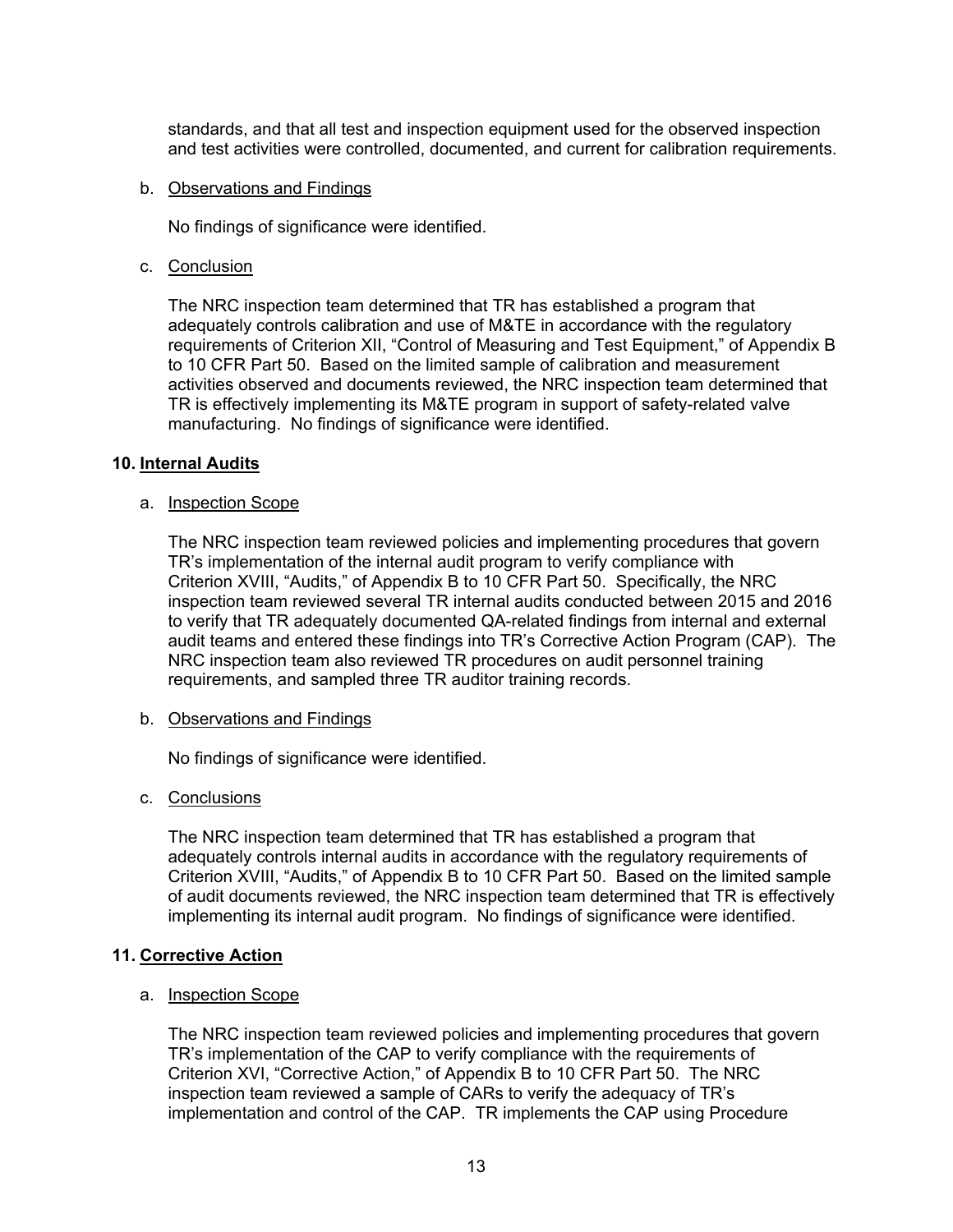standards, and that all test and inspection equipment used for the observed inspection and test activities were controlled, documented, and current for calibration requirements.

b. Observations and Findings

No findings of significance were identified.

c. Conclusion

The NRC inspection team determined that TR has established a program that adequately controls calibration and use of M&TE in accordance with the regulatory requirements of Criterion XII, "Control of Measuring and Test Equipment," of Appendix B to 10 CFR Part 50. Based on the limited sample of calibration and measurement activities observed and documents reviewed, the NRC inspection team determined that TR is effectively implementing its M&TE program in support of safety-related valve manufacturing. No findings of significance were identified.

## 10. Internal Audits

a. Inspection Scope

The NRC inspection team reviewed policies and implementing procedures that govern TR's implementation of the internal audit program to verify compliance with Criterion XVIII, "Audits," of Appendix B to 10 CFR Part 50. Specifically, the NRC inspection team reviewed several TR internal audits conducted between 2015 and 2016 to verify that TR adequately documented QA-related findings from internal and external audit teams and entered these findings into TR's Corrective Action Program (CAP). The NRC inspection team also reviewed TR procedures on audit personnel training requirements, and sampled three TR auditor training records.

b. Observations and Findings

No findings of significance were identified.

c. Conclusions

The NRC inspection team determined that TR has established a program that adequately controls internal audits in accordance with the regulatory requirements of Criterion XVIII, "Audits," of Appendix B to 10 CFR Part 50. Based on the limited sample of audit documents reviewed, the NRC inspection team determined that TR is effectively implementing its internal audit program. No findings of significance were identified.

## 11. Corrective Action

a. Inspection Scope

The NRC inspection team reviewed policies and implementing procedures that govern TR's implementation of the CAP to verify compliance with the requirements of Criterion XVI, "Corrective Action," of Appendix B to 10 CFR Part 50. The NRC inspection team reviewed a sample of CARs to verify the adequacy of TR's implementation and control of the CAP. TR implements the CAP using Procedure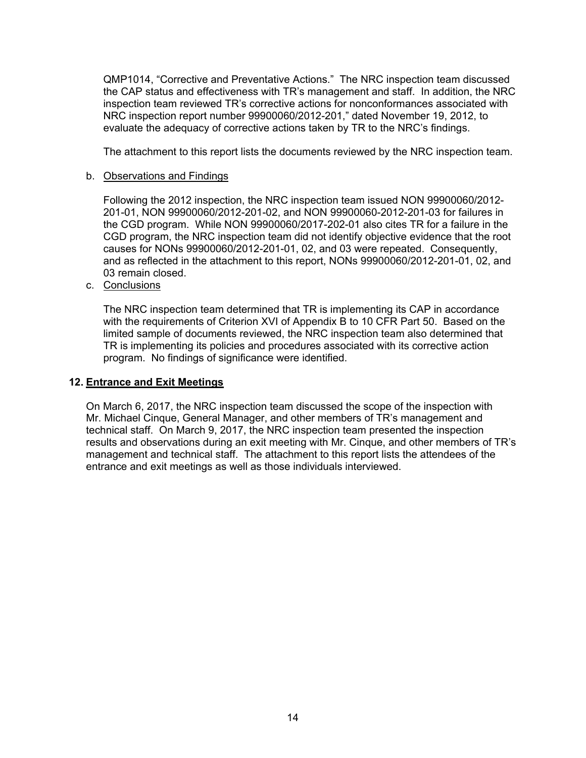QMP1014, "Corrective and Preventative Actions." The NRC inspection team discussed the CAP status and effectiveness with TR's management and staff. In addition, the NRC inspection team reviewed TR's corrective actions for nonconformances associated with NRC inspection report number 99900060/2012-201," dated November 19, 2012, to evaluate the adequacy of corrective actions taken by TR to the NRC's findings.

The attachment to this report lists the documents reviewed by the NRC inspection team.

b. Observations and Findings

Following the 2012 inspection, the NRC inspection team issued NON 99900060/2012-201-01, NON 99900060/2012-201-02, and NON 99900060-2012-201-03 for failures in the CGD program. While NON 99900060/2017-202-01 also cites TR for a failure in the CGD program, the NRC inspection team did not identify objective evidence that the root causes for NONs 99900060/2012-201-01, 02, and 03 were repeated. Consequently, and as reflected in the attachment to this report, NONs 99900060/2012-201-01, 02, and 03 remain closed.

c. Conclusions

The NRC inspection team determined that TR is implementing its CAP in accordance with the requirements of Criterion XVI of Appendix B to 10 CFR Part 50. Based on the limited sample of documents reviewed, the NRC inspection team also determined that TR is implementing its policies and procedures associated with its corrective action program. No findings of significance were identified.

## 12. Entrance and Exit Meetings

On March 6, 2017, the NRC inspection team discussed the scope of the inspection with Mr. Michael Cinque, General Manager, and other members of TR's management and technical staff. On March 9, 2017, the NRC inspection team presented the inspection results and observations during an exit meeting with Mr. Cinque, and other members of TR's management and technical staff. The attachment to this report lists the attendees of the entrance and exit meetings as well as those individuals interviewed.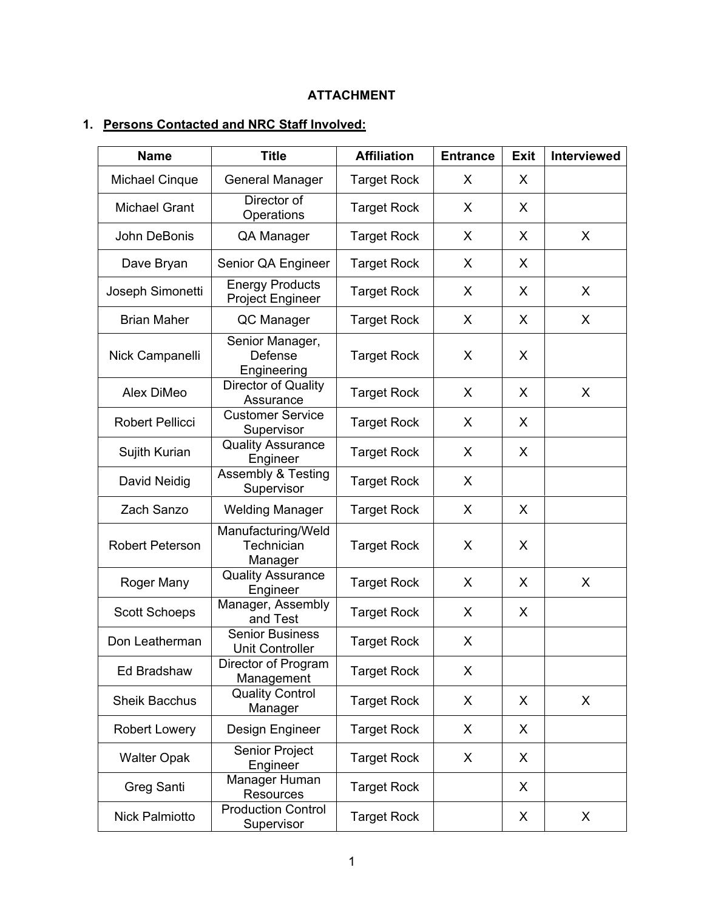**ATTACHMENT**

1. **Persons Contacted and NRC Staff Involved:**

| Name | Title | Affiliation | Entrance | Exit | Interviewed |
|---|---|---|---|---|---|
| Michael Cinque | General Manager | Target Rock | X | X | |
| Michael Grant | Director of Operations | Target Rock | X | X | |
| John DeBonis | QA Manager | Target Rock | X | X | X |
| Dave Bryan | Senior QA Engineer | Target Rock | X | X | |
| Joseph Simonetti | Energy Products Project Engineer | Target Rock | X | X | X |
| Brian Maher | QC Manager | Target Rock | X | X | X |
| Nick Campanelli | Senior Manager, Defense Engineering | Target Rock | X | X | |
| Alex DiMeo | Director of Quality Assurance | Target Rock | X | X | X |
| Robert Pellicci | Customer Service Supervisor | Target Rock | X | X | |
| Sujith Kurian | Quality Assurance Engineer | Target Rock | X | X | |
| David Neidig | Assembly & Testing Supervisor | Target Rock | X | | |
| Zach Sanzo | Welding Manager | Target Rock | X | X | |
| Robert Peterson | Manufacturing/Weld Technician Manager | Target Rock | X | X | |
| Roger Many | Quality Assurance Engineer | Target Rock | X | X | X |
| Scott Schoeps | Manager, Assembly and Test | Target Rock | X | X | |
| Don Leatherman | Senior Business Unit Controller | Target Rock | X | | |
| Ed Bradshaw | Director of Program Management | Target Rock | X | | |
| Sheik Bacchus | Quality Control Manager | Target Rock | X | X | X |
| Robert Lowery | Design Engineer | Target Rock | X | X | |
| Walter Opak | Senior Project Engineer | Target Rock | X | X | |
| Greg Santi | Manager Human Resources | Target Rock | | X | |
| Nick Palmiotto | Production Control Supervisor | Target Rock | | X | X |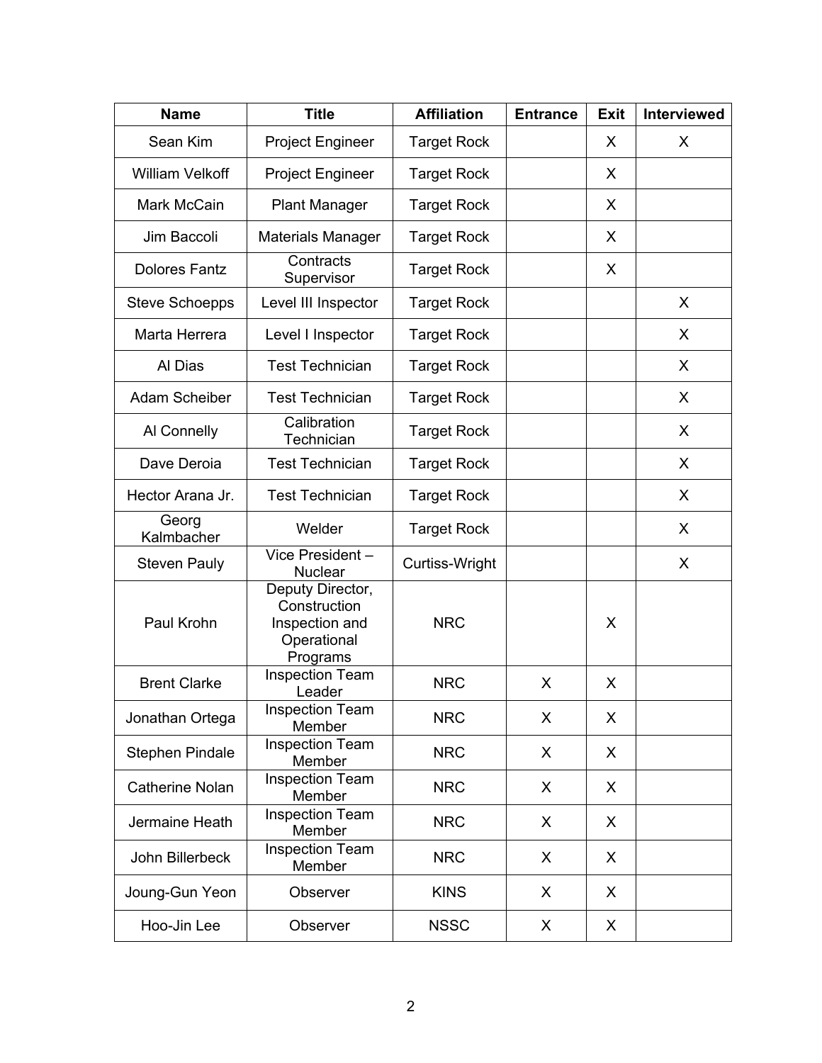| Name | Title | Affiliation | Entrance | Exit | Interviewed |
|---|---|---|---|---|---|
| Sean Kim | Project Engineer | Target Rock | | X | X |
| William Velkoff | Project Engineer | Target Rock | | X | |
| Mark McCain | Plant Manager | Target Rock | | X | |
| Jim Baccoli | Materials Manager | Target Rock | | X | |
| Dolores Fantz | Contracts Supervisor | Target Rock | | X | |
| Steve Schoepps | Level III Inspector | Target Rock | | | X |
| Marta Herrera | Level I Inspector | Target Rock | | | X |
| Al Dias | Test Technician | Target Rock | | | X |
| Adam Scheiber | Test Technician | Target Rock | | | X |
| Al Connelly | Calibration Technician | Target Rock | | | X |
| Dave Deroia | Test Technician | Target Rock | | | X |
| Hector Arana Jr. | Test Technician | Target Rock | | | X |
| Georg Kalmbacher | Welder | Target Rock | | | X |
| Steven Pauly | Vice President – Nuclear | Curtiss-Wright | | | X |
| Paul Krohn | Deputy Director, Construction Inspection and Operational Programs | NRC | | X | |
| Brent Clarke | Inspection Team Leader | NRC | X | X | |
| Jonathan Ortega | Inspection Team Member | NRC | X | X | |
| Stephen Pindale | Inspection Team Member | NRC | X | X | |
| Catherine Nolan | Inspection Team Member | NRC | X | X | |
| Jermaine Heath | Inspection Team Member | NRC | X | X | |
| John Billerbeck | Inspection Team Member | NRC | X | X | |
| Joung-Gun Yeon | Observer | KINS | X | X | |
| Hoo-Jin Lee | Observer | NSSC | X | X | |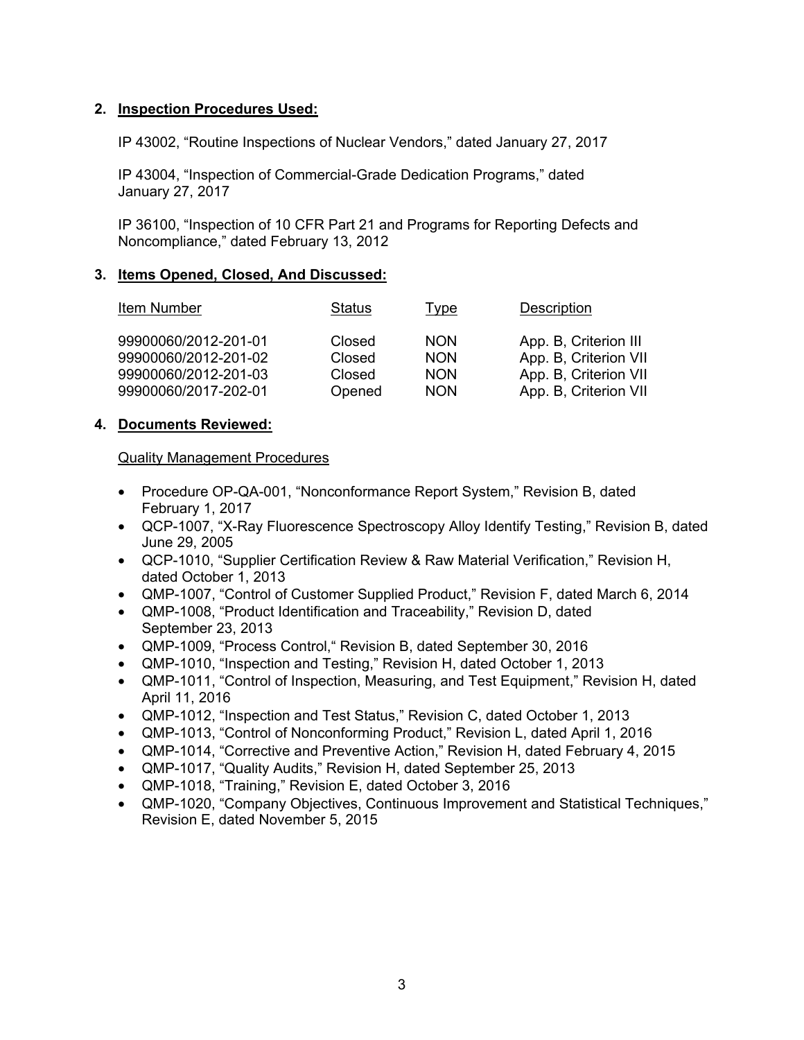## 2. Inspection Procedures Used:

IP 43002, "Routine Inspections of Nuclear Vendors," dated January 27, 2017

IP 43004, "Inspection of Commercial-Grade Dedication Programs," dated January 27, 2017

IP 36100, "Inspection of 10 CFR Part 21 and Programs for Reporting Defects and Noncompliance," dated February 13, 2012

## 3. Items Opened, Closed, And Discussed:

| Item Number | Status | Type | Description |
|---|---|---|---|
| 99900060/2012-201-01 | Closed | NON | App. B, Criterion III |
| 99900060/2012-201-02 | Closed | NON | App. B, Criterion VII |
| 99900060/2012-201-03 | Closed | NON | App. B, Criterion VII |
| 99900060/2017-202-01 | Opened | NON | App. B, Criterion VII |

## 4. Documents Reviewed:

Quality Management Procedures

- Procedure OP-QA-001, "Nonconformance Report System," Revision B, dated February 1, 2017
- QCP-1007, "X-Ray Fluorescence Spectroscopy Alloy Identify Testing," Revision B, dated June 29, 2005
- QCP-1010, "Supplier Certification Review & Raw Material Verification," Revision H, dated October 1, 2013
- QMP-1007, "Control of Customer Supplied Product," Revision F, dated March 6, 2014
- QMP-1008, "Product Identification and Traceability," Revision D, dated September 23, 2013
- QMP-1009, "Process Control," Revision B, dated September 30, 2016
- QMP-1010, "Inspection and Testing," Revision H, dated October 1, 2013
- QMP-1011, "Control of Inspection, Measuring, and Test Equipment," Revision H, dated April 11, 2016
- QMP-1012, "Inspection and Test Status," Revision C, dated October 1, 2013
- QMP-1013, "Control of Nonconforming Product," Revision L, dated April 1, 2016
- QMP-1014, "Corrective and Preventive Action," Revision H, dated February 4, 2015
- QMP-1017, "Quality Audits," Revision H, dated September 25, 2013
- QMP-1018, "Training," Revision E, dated October 3, 2016
- QMP-1020, "Company Objectives, Continuous Improvement and Statistical Techniques," Revision E, dated November 5, 2015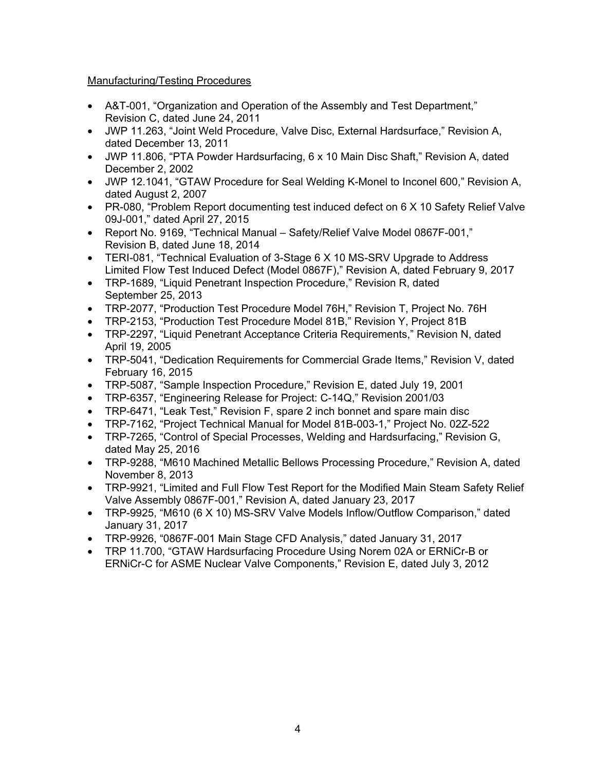Manufacturing/Testing Procedures

- A&T-001, “Organization and Operation of the Assembly and Test Department,” Revision C, dated June 24, 2011
- JWP 11.263, “Joint Weld Procedure, Valve Disc, External Hardsurface,” Revision A, dated December 13, 2011
- JWP 11.806, “PTA Powder Hardsurfacing, 6 x 10 Main Disc Shaft,” Revision A, dated December 2, 2002
- JWP 12.1041, “GTAW Procedure for Seal Welding K-Monel to Inconel 600,” Revision A, dated August 2, 2007
- PR-080, “Problem Report documenting test induced defect on 6 X 10 Safety Relief Valve 09J-001,” dated April 27, 2015
- Report No. 9169, “Technical Manual – Safety/Relief Valve Model 0867F-001,” Revision B, dated June 18, 2014
- TERI-081, “Technical Evaluation of 3-Stage 6 X 10 MS-SRV Upgrade to Address Limited Flow Test Induced Defect (Model 0867F),” Revision A, dated February 9, 2017
- TRP-1689, “Liquid Penetrant Inspection Procedure,” Revision R, dated September 25, 2013
- TRP-2077, “Production Test Procedure Model 76H,” Revision T, Project No. 76H
- TRP-2153, “Production Test Procedure Model 81B,” Revision Y, Project 81B
- TRP-2297, “Liquid Penetrant Acceptance Criteria Requirements,” Revision N, dated April 19, 2005
- TRP-5041, “Dedication Requirements for Commercial Grade Items,” Revision V, dated February 16, 2015
- TRP-5087, “Sample Inspection Procedure,” Revision E, dated July 19, 2001
- TRP-6357, “Engineering Release for Project: C-14Q,” Revision 2001/03
- TRP-6471, “Leak Test,” Revision F, spare 2 inch bonnet and spare main disc
- TRP-7162, “Project Technical Manual for Model 81B-003-1,” Project No. 02Z-522
- TRP-7265, “Control of Special Processes, Welding and Hardsurfacing,” Revision G, dated May 25, 2016
- TRP-9288, “M610 Machined Metallic Bellows Processing Procedure,” Revision A, dated November 8, 2013
- TRP-9921, “Limited and Full Flow Test Report for the Modified Main Steam Safety Relief Valve Assembly 0867F-001,” Revision A, dated January 23, 2017
- TRP-9925, “M610 (6 X 10) MS-SRV Valve Models Inflow/Outflow Comparison,” dated January 31, 2017
- TRP-9926, “0867F-001 Main Stage CFD Analysis,” dated January 31, 2017
- TRP 11.700, “GTAW Hardsurfacing Procedure Using Norem 02A or ERNiCr-B or ERNiCr-C for ASME Nuclear Valve Components,” Revision E, dated July 3, 2012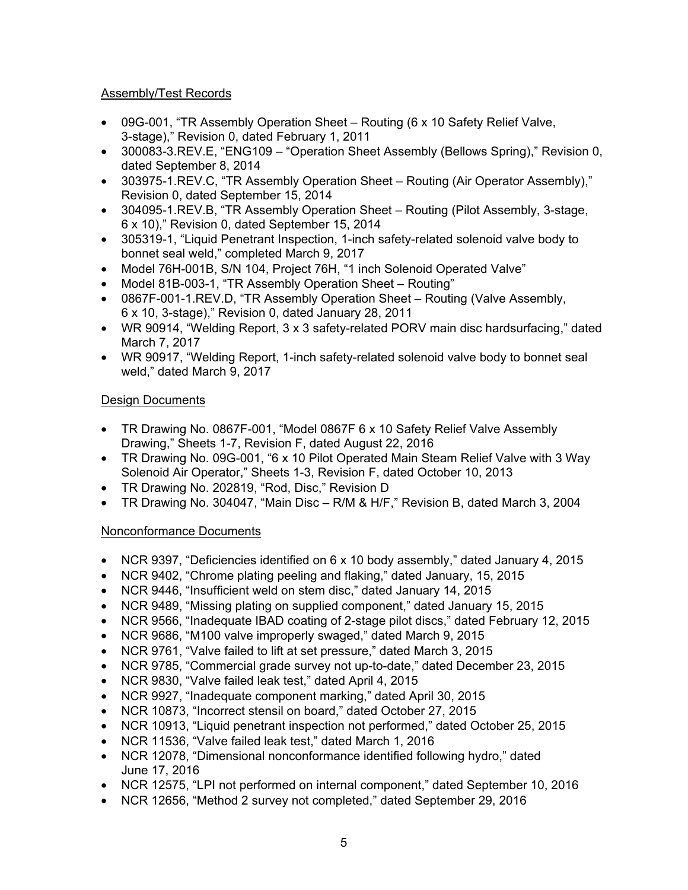Assembly/Test Records

- 09G-001, "TR Assembly Operation Sheet – Routing (6 x 10 Safety Relief Valve, 3-stage)," Revision 0, dated February 1, 2011
- 300083-3.REV.E, "ENG109 – "Operation Sheet Assembly (Bellows Spring)," Revision 0, dated September 8, 2014
- 303975-1.REV.C, "TR Assembly Operation Sheet – Routing (Air Operator Assembly)," Revision 0, dated September 15, 2014
- 304095-1.REV.B, "TR Assembly Operation Sheet – Routing (Pilot Assembly, 3-stage, 6 x 10)," Revision 0, dated September 15, 2014
- 305319-1, "Liquid Penetrant Inspection, 1-inch safety-related solenoid valve body to bonnet seal weld," completed March 9, 2017
- Model 76H-001B, S/N 104, Project 76H, "1 inch Solenoid Operated Valve"
- Model 81B-003-1, "TR Assembly Operation Sheet – Routing"
- 0867F-001-1.REV.D, "TR Assembly Operation Sheet – Routing (Valve Assembly, 6 x 10, 3-stage)," Revision 0, dated January 28, 2011
- WR 90914, "Welding Report, 3 x 3 safety-related PORV main disc hardsurfacing," dated March 7, 2017
- WR 90917, "Welding Report, 1-inch safety-related solenoid valve body to bonnet seal weld," dated March 9, 2017

Design Documents

- TR Drawing No. 0867F-001, "Model 0867F 6 x 10 Safety Relief Valve Assembly Drawing," Sheets 1-7, Revision F, dated August 22, 2016
- TR Drawing No. 09G-001, "6 x 10 Pilot Operated Main Steam Relief Valve with 3 Way Solenoid Air Operator," Sheets 1-3, Revision F, dated October 10, 2013
- TR Drawing No. 202819, "Rod, Disc," Revision D
- TR Drawing No. 304047, "Main Disc – R/M & H/F," Revision B, dated March 3, 2004

Nonconformance Documents

- NCR 9397, "Deficiencies identified on 6 x 10 body assembly," dated January 4, 2015
- NCR 9402, "Chrome plating peeling and flaking," dated January, 15, 2015
- NCR 9446, "Insufficient weld on stem disc," dated January 14, 2015
- NCR 9489, "Missing plating on supplied component," dated January 15, 2015
- NCR 9566, "Inadequate IBAD coating of 2-stage pilot discs," dated February 12, 2015
- NCR 9686, "M100 valve improperly swaged," dated March 9, 2015
- NCR 9761, "Valve failed to lift at set pressure," dated March 3, 2015
- NCR 9785, "Commercial grade survey not up-to-date," dated December 23, 2015
- NCR 9830, "Valve failed leak test," dated April 4, 2015
- NCR 9927, "Inadequate component marking," dated April 30, 2015
- NCR 10873, "Incorrect stensil on board," dated October 27, 2015
- NCR 10913, "Liquid penetrant inspection not performed," dated October 25, 2015
- NCR 11536, "Valve failed leak test," dated March 1, 2016
- NCR 12078, "Dimensional nonconformance identified following hydro," dated June 17, 2016
- NCR 12575, "LPI not performed on internal component," dated September 10, 2016
- NCR 12656, "Method 2 survey not completed," dated September 29, 2016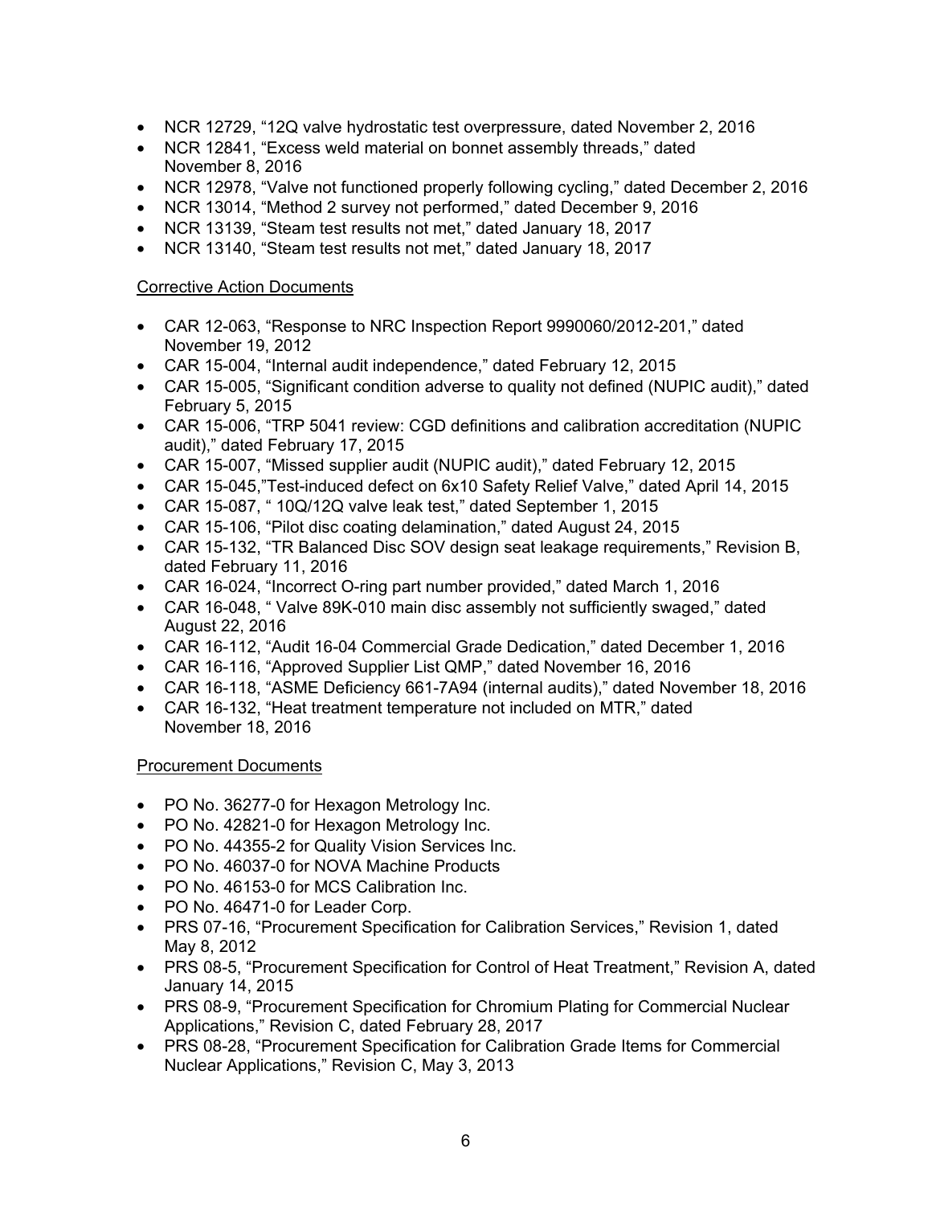- NCR 12729, "12Q valve hydrostatic test overpressure, dated November 2, 2016
- NCR 12841, "Excess weld material on bonnet assembly threads," dated November 8, 2016
- NCR 12978, "Valve not functioned properly following cycling," dated December 2, 2016
- NCR 13014, "Method 2 survey not performed," dated December 9, 2016
- NCR 13139, "Steam test results not met," dated January 18, 2017
- NCR 13140, "Steam test results not met," dated January 18, 2017

Corrective Action Documents

- CAR 12-063, "Response to NRC Inspection Report 9990060/2012-201," dated November 19, 2012
- CAR 15-004, "Internal audit independence," dated February 12, 2015
- CAR 15-005, "Significant condition adverse to quality not defined (NUPIC audit)," dated February 5, 2015
- CAR 15-006, "TRP 5041 review: CGD definitions and calibration accreditation (NUPIC audit)," dated February 17, 2015
- CAR 15-007, "Missed supplier audit (NUPIC audit)," dated February 12, 2015
- CAR 15-045,"Test-induced defect on 6x10 Safety Relief Valve," dated April 14, 2015
- CAR 15-087, " 10Q/12Q valve leak test," dated September 1, 2015
- CAR 15-106, "Pilot disc coating delamination," dated August 24, 2015
- CAR 15-132, "TR Balanced Disc SOV design seat leakage requirements," Revision B, dated February 11, 2016
- CAR 16-024, "Incorrect O-ring part number provided," dated March 1, 2016
- CAR 16-048, " Valve 89K-010 main disc assembly not sufficiently swaged," dated August 22, 2016
- CAR 16-112, "Audit 16-04 Commercial Grade Dedication," dated December 1, 2016
- CAR 16-116, "Approved Supplier List QMP," dated November 16, 2016
- CAR 16-118, "ASME Deficiency 661-7A94 (internal audits)," dated November 18, 2016
- CAR 16-132, "Heat treatment temperature not included on MTR," dated November 18, 2016

Procurement Documents

- PO No. 36277-0 for Hexagon Metrology Inc.
- PO No. 42821-0 for Hexagon Metrology Inc.
- PO No. 44355-2 for Quality Vision Services Inc.
- PO No. 46037-0 for NOVA Machine Products
- PO No. 46153-0 for MCS Calibration Inc.
- PO No. 46471-0 for Leader Corp.
- PRS 07-16, "Procurement Specification for Calibration Services," Revision 1, dated May 8, 2012
- PRS 08-5, "Procurement Specification for Control of Heat Treatment," Revision A, dated January 14, 2015
- PRS 08-9, "Procurement Specification for Chromium Plating for Commercial Nuclear Applications," Revision C, dated February 28, 2017
- PRS 08-28, "Procurement Specification for Calibration Grade Items for Commercial Nuclear Applications," Revision C, May 3, 2013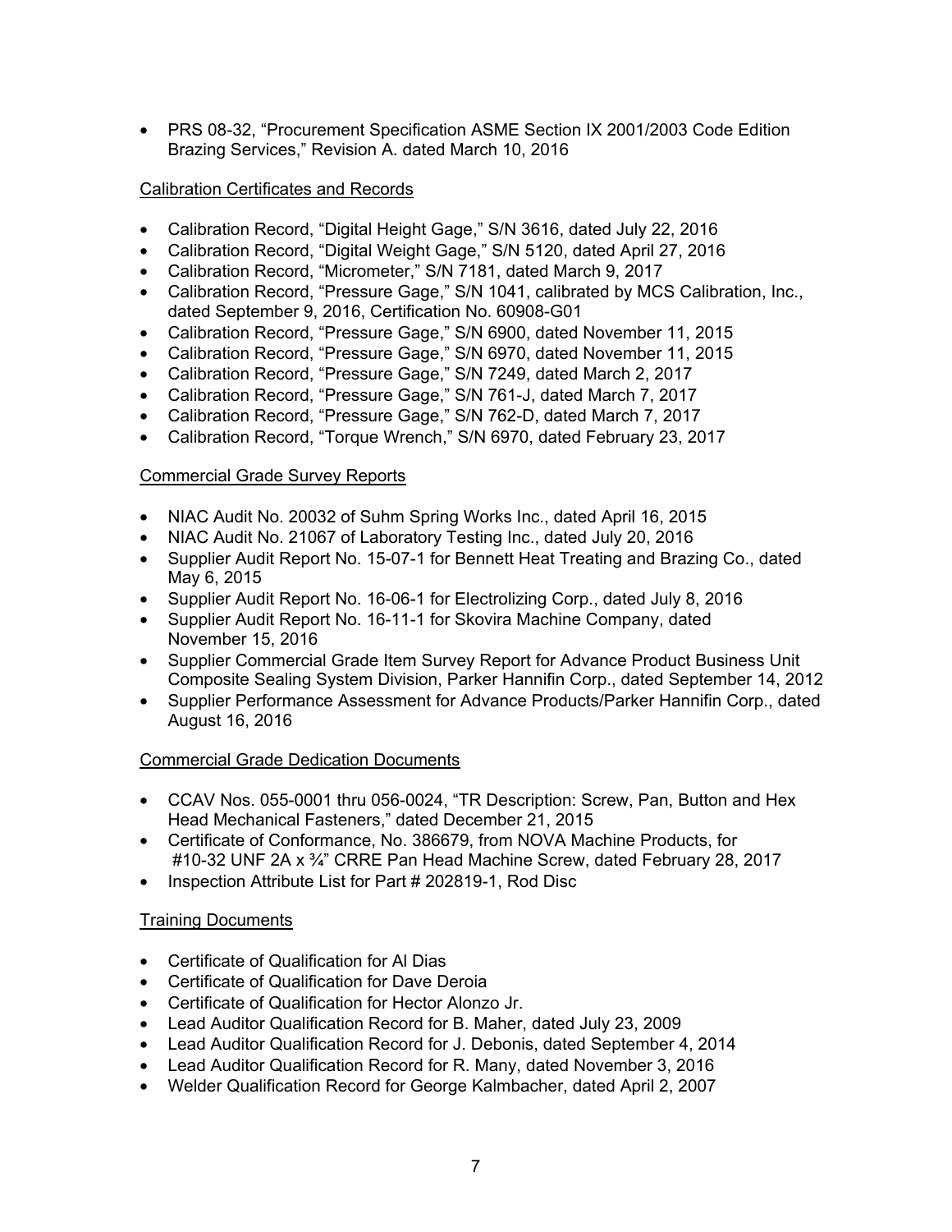- PRS 08-32, "Procurement Specification ASME Section IX 2001/2003 Code Edition Brazing Services," Revision A. dated March 10, 2016

Calibration Certificates and Records

- Calibration Record, "Digital Height Gage," S/N 3616, dated July 22, 2016
- Calibration Record, "Digital Weight Gage," S/N 5120, dated April 27, 2016
- Calibration Record, "Micrometer," S/N 7181, dated March 9, 2017
- Calibration Record, "Pressure Gage," S/N 1041, calibrated by MCS Calibration, Inc., dated September 9, 2016, Certification No. 60908-G01
- Calibration Record, "Pressure Gage," S/N 6900, dated November 11, 2015
- Calibration Record, "Pressure Gage," S/N 6970, dated November 11, 2015
- Calibration Record, "Pressure Gage," S/N 7249, dated March 2, 2017
- Calibration Record, "Pressure Gage," S/N 761-J, dated March 7, 2017
- Calibration Record, "Pressure Gage," S/N 762-D, dated March 7, 2017
- Calibration Record, "Torque Wrench," S/N 6970, dated February 23, 2017

Commercial Grade Survey Reports

- NIAC Audit No. 20032 of Suhm Spring Works Inc., dated April 16, 2015
- NIAC Audit No. 21067 of Laboratory Testing Inc., dated July 20, 2016
- Supplier Audit Report No. 15-07-1 for Bennett Heat Treating and Brazing Co., dated May 6, 2015
- Supplier Audit Report No. 16-06-1 for Electrolizing Corp., dated July 8, 2016
- Supplier Audit Report No. 16-11-1 for Skovira Machine Company, dated November 15, 2016
- Supplier Commercial Grade Item Survey Report for Advance Product Business Unit Composite Sealing System Division, Parker Hannifin Corp., dated September 14, 2012
- Supplier Performance Assessment for Advance Products/Parker Hannifin Corp., dated August 16, 2016

Commercial Grade Dedication Documents

- CCAV Nos. 055-0001 thru 056-0024, "TR Description: Screw, Pan, Button and Hex Head Mechanical Fasteners," dated December 21, 2015
- Certificate of Conformance, No. 386679, from NOVA Machine Products, for #10-32 UNF 2A x ¾" CRRE Pan Head Machine Screw, dated February 28, 2017
- Inspection Attribute List for Part # 202819-1, Rod Disc

Training Documents

- Certificate of Qualification for Al Dias
- Certificate of Qualification for Dave Deroia
- Certificate of Qualification for Hector Alonzo Jr.
- Lead Auditor Qualification Record for B. Maher, dated July 23, 2009
- Lead Auditor Qualification Record for J. Debonis, dated September 4, 2014
- Lead Auditor Qualification Record for R. Many, dated November 3, 2016
- Welder Qualification Record for George Kalmbacher, dated April 2, 2007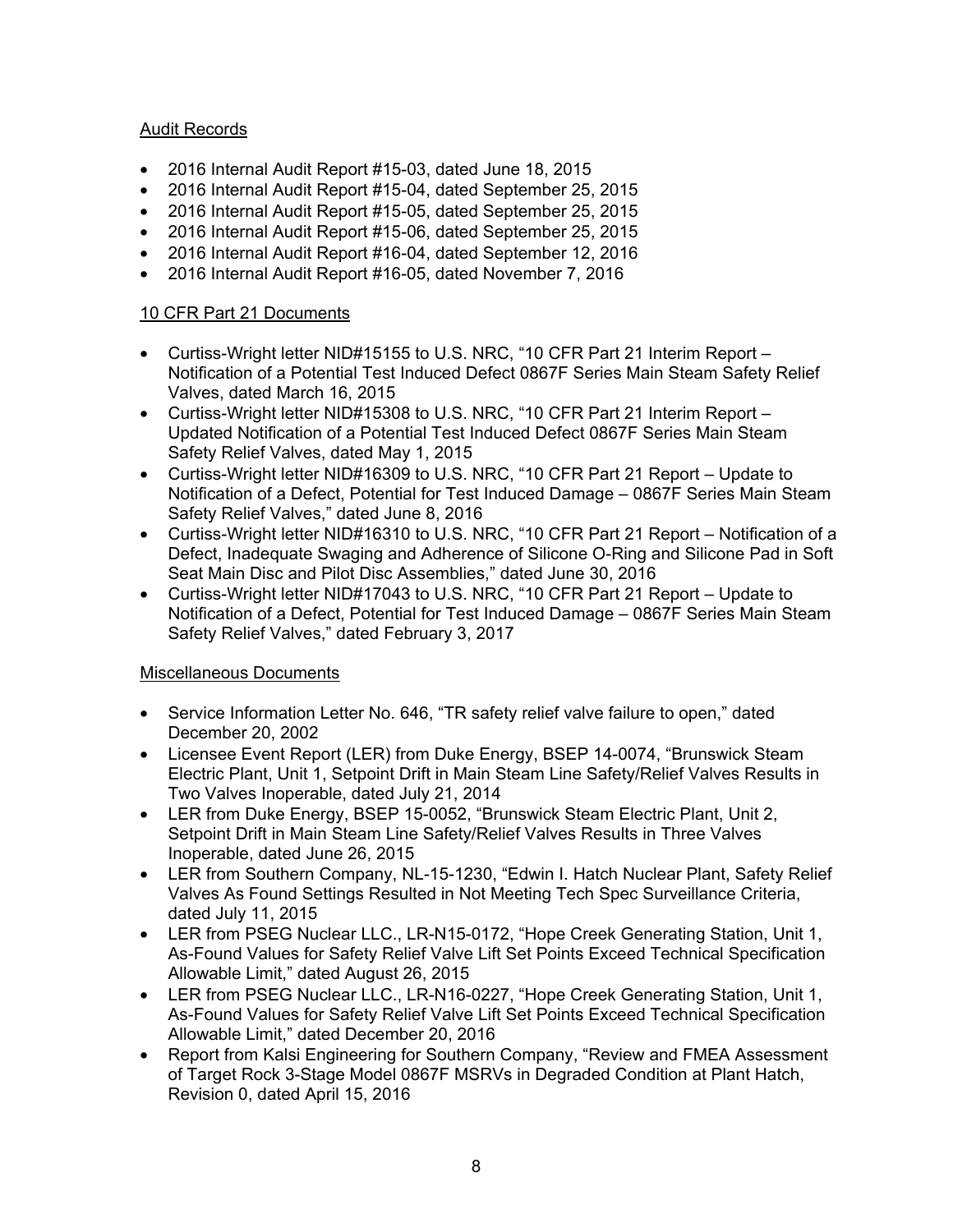Audit Records

- 2016 Internal Audit Report #15-03, dated June 18, 2015
- 2016 Internal Audit Report #15-04, dated September 25, 2015
- 2016 Internal Audit Report #15-05, dated September 25, 2015
- 2016 Internal Audit Report #15-06, dated September 25, 2015
- 2016 Internal Audit Report #16-04, dated September 12, 2016
- 2016 Internal Audit Report #16-05, dated November 7, 2016

10 CFR Part 21 Documents

- Curtiss-Wright letter NID#15155 to U.S. NRC, “10 CFR Part 21 Interim Report – Notification of a Potential Test Induced Defect 0867F Series Main Steam Safety Relief Valves, dated March 16, 2015
- Curtiss-Wright letter NID#15308 to U.S. NRC, “10 CFR Part 21 Interim Report – Updated Notification of a Potential Test Induced Defect 0867F Series Main Steam Safety Relief Valves, dated May 1, 2015
- Curtiss-Wright letter NID#16309 to U.S. NRC, “10 CFR Part 21 Report – Update to Notification of a Defect, Potential for Test Induced Damage – 0867F Series Main Steam Safety Relief Valves,” dated June 8, 2016
- Curtiss-Wright letter NID#16310 to U.S. NRC, “10 CFR Part 21 Report – Notification of a Defect, Inadequate Swaging and Adherence of Silicone O-Ring and Silicone Pad in Soft Seat Main Disc and Pilot Disc Assemblies,” dated June 30, 2016
- Curtiss-Wright letter NID#17043 to U.S. NRC, “10 CFR Part 21 Report – Update to Notification of a Defect, Potential for Test Induced Damage – 0867F Series Main Steam Safety Relief Valves,” dated February 3, 2017

Miscellaneous Documents

- Service Information Letter No. 646, “TR safety relief valve failure to open,” dated December 20, 2002
- Licensee Event Report (LER) from Duke Energy, BSEP 14-0074, “Brunswick Steam Electric Plant, Unit 1, Setpoint Drift in Main Steam Line Safety/Relief Valves Results in Two Valves Inoperable, dated July 21, 2014
- LER from Duke Energy, BSEP 15-0052, “Brunswick Steam Electric Plant, Unit 2, Setpoint Drift in Main Steam Line Safety/Relief Valves Results in Three Valves Inoperable, dated June 26, 2015
- LER from Southern Company, NL-15-1230, “Edwin I. Hatch Nuclear Plant, Safety Relief Valves As Found Settings Resulted in Not Meeting Tech Spec Surveillance Criteria, dated July 11, 2015
- LER from PSEG Nuclear LLC., LR-N15-0172, “Hope Creek Generating Station, Unit 1, As-Found Values for Safety Relief Valve Lift Set Points Exceed Technical Specification Allowable Limit,” dated August 26, 2015
- LER from PSEG Nuclear LLC., LR-N16-0227, “Hope Creek Generating Station, Unit 1, As-Found Values for Safety Relief Valve Lift Set Points Exceed Technical Specification Allowable Limit,” dated December 20, 2016
- Report from Kalsi Engineering for Southern Company, “Review and FMEA Assessment of Target Rock 3-Stage Model 0867F MSRVs in Degraded Condition at Plant Hatch, Revision 0, dated April 15, 2016